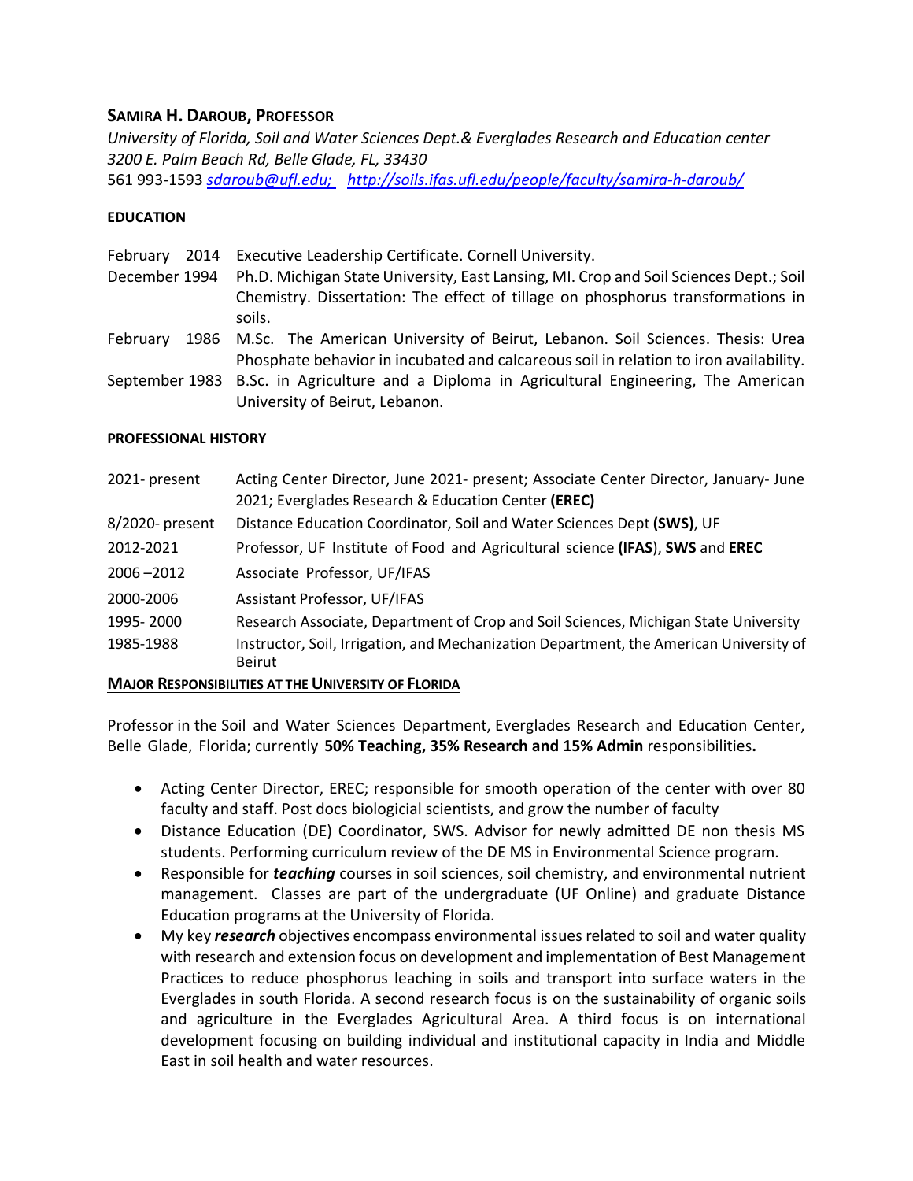# SAMIRA H. DAROUB, PROFESSOR

*University of Florida, Soil and Water Sciences Dept.& Everglades Research and Education center*
*3200 E. Palm Beach Rd, Belle Glade, FL, 33430*
561 993-1593 *sdaroub@ufl.edu;* *http://soils.ifas.ufl.edu/people/faculty/samira-h-daroub/*

## EDUCATION

| | |
|---|---|
| February 2014 | Executive Leadership Certificate. Cornell University. |
| December 1994 | Ph.D. Michigan State University, East Lansing, MI. Crop and Soil Sciences Dept.; Soil Chemistry. Dissertation: The effect of tillage on phosphorus transformations in soils. |
| February 1986 | M.Sc. The American University of Beirut, Lebanon. Soil Sciences. Thesis: Urea Phosphate behavior in incubated and calcareous soil in relation to iron availability. |
| September 1983 | B.Sc. in Agriculture and a Diploma in Agricultural Engineering, The American University of Beirut, Lebanon. |

## PROFESSIONAL HISTORY

| | |
|---|---|
| 2021- present | Acting Center Director, June 2021- present; Associate Center Director, January- June 2021; Everglades Research & Education Center **(EREC)** |
| 8/2020- present | Distance Education Coordinator, Soil and Water Sciences Dept **(SWS)**, UF |
| 2012-2021 | Professor, UF Institute of Food and Agricultural science **(IFAS)**, **SWS** and **EREC** |
| 2006 –2012 | Associate Professor, UF/IFAS |
| 2000-2006 | Assistant Professor, UF/IFAS |
| 1995- 2000 | Research Associate, Department of Crop and Soil Sciences, Michigan State University |
| 1985-1988 | Instructor, Soil, Irrigation, and Mechanization Department, the American University of Beirut |

## MAJOR RESPONSIBILITIES AT THE UNIVERSITY OF FLORIDA

Professor in the Soil and Water Sciences Department, Everglades Research and Education Center, Belle Glade, Florida; currently **50% Teaching, 35% Research and 15% Admin** responsibilities**.**

- Acting Center Director, EREC; responsible for smooth operation of the center with over 80 faculty and staff. Post docs biologicial scientists, and grow the number of faculty
- Distance Education (DE) Coordinator, SWS. Advisor for newly admitted DE non thesis MS students. Performing curriculum review of the DE MS in Environmental Science program.
- Responsible for ***teaching*** courses in soil sciences, soil chemistry, and environmental nutrient management. Classes are part of the undergraduate (UF Online) and graduate Distance Education programs at the University of Florida.
- My key ***research*** objectives encompass environmental issues related to soil and water quality with research and extension focus on development and implementation of Best Management Practices to reduce phosphorus leaching in soils and transport into surface waters in the Everglades in south Florida. A second research focus is on the sustainability of organic soils and agriculture in the Everglades Agricultural Area. A third focus is on international development focusing on building individual and institutional capacity in India and Middle East in soil health and water resources.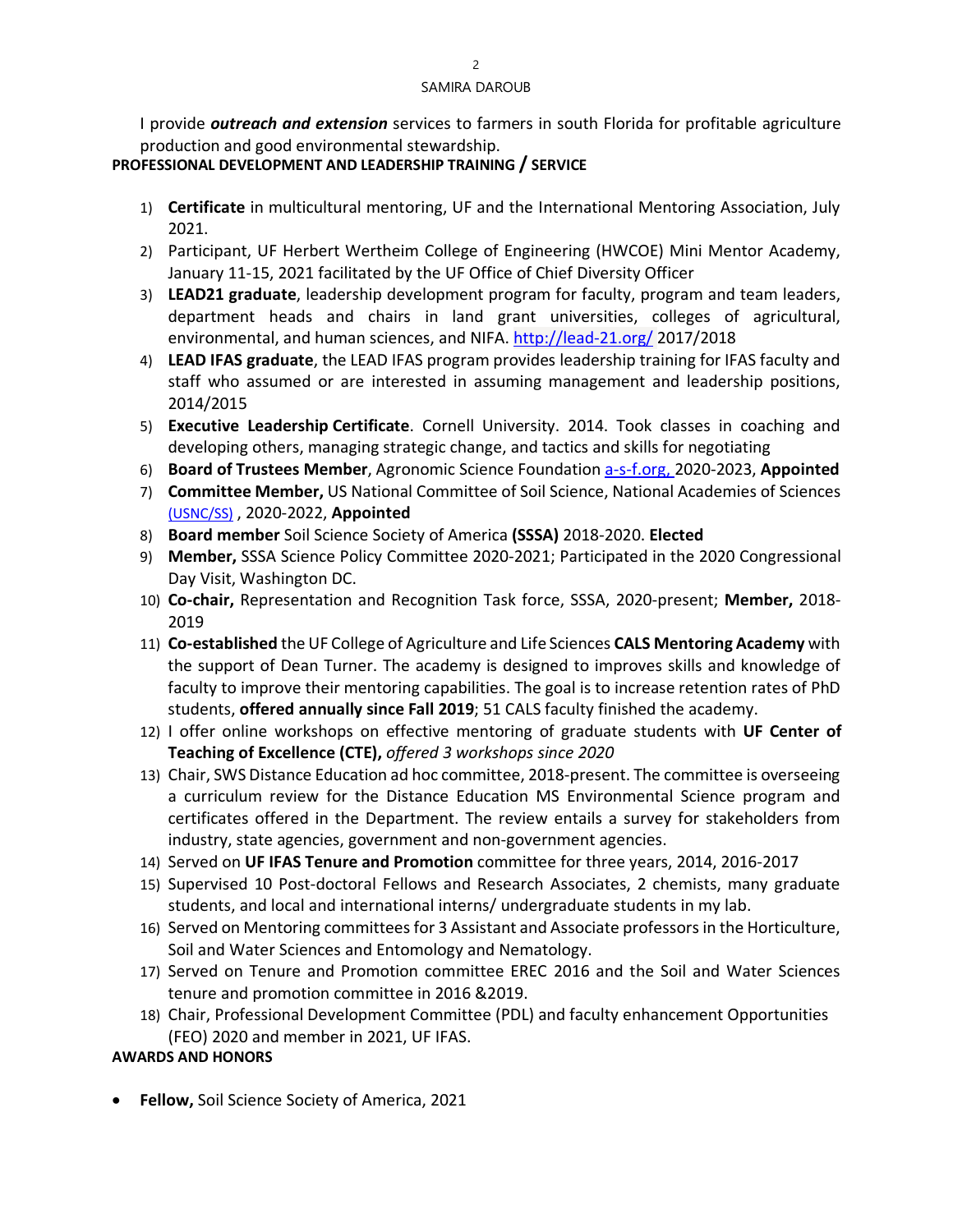I provide ***outreach and extension*** services to farmers in south Florida for profitable agriculture production and good environmental stewardship.

**PROFESSIONAL DEVELOPMENT AND LEADERSHIP TRAINING / SERVICE**

1) **Certificate** in multicultural mentoring, UF and the International Mentoring Association, July 2021.
2) Participant, UF Herbert Wertheim College of Engineering (HWCOE) Mini Mentor Academy, January 11-15, 2021 facilitated by the UF Office of Chief Diversity Officer
3) **LEAD21 graduate**, leadership development program for faculty, program and team leaders, department heads and chairs in land grant universities, colleges of agricultural, environmental, and human sciences, and NIFA. http://lead-21.org/ 2017/2018
4) **LEAD IFAS graduate**, the LEAD IFAS program provides leadership training for IFAS faculty and staff who assumed or are interested in assuming management and leadership positions, 2014/2015
5) **Executive Leadership Certificate**. Cornell University. 2014. Took classes in coaching and developing others, managing strategic change, and tactics and skills for negotiating
6) **Board of Trustees Member**, Agronomic Science Foundation a-s-f.org, 2020-2023, **Appointed**
7) **Committee Member,** US National Committee of Soil Science, National Academies of Sciences (USNC/SS) , 2020-2022, **Appointed**
8) **Board member** Soil Science Society of America **(SSSA)** 2018-2020. **Elected**
9) **Member,** SSSA Science Policy Committee 2020-2021; Participated in the 2020 Congressional Day Visit, Washington DC.
10) **Co-chair,** Representation and Recognition Task force, SSSA, 2020-present; **Member,** 2018-2019
11) **Co-established** the UF College of Agriculture and Life Sciences **CALS Mentoring Academy** with the support of Dean Turner. The academy is designed to improves skills and knowledge of faculty to improve their mentoring capabilities. The goal is to increase retention rates of PhD students, **offered annually since Fall 2019**; 51 CALS faculty finished the academy.
12) I offer online workshops on effective mentoring of graduate students with **UF Center of Teaching of Excellence (CTE),** *offered 3 workshops since 2020*
13) Chair, SWS Distance Education ad hoc committee, 2018-present. The committee is overseeing a curriculum review for the Distance Education MS Environmental Science program and certificates offered in the Department. The review entails a survey for stakeholders from industry, state agencies, government and non-government agencies.
14) Served on **UF IFAS Tenure and Promotion** committee for three years, 2014, 2016-2017
15) Supervised 10 Post-doctoral Fellows and Research Associates, 2 chemists, many graduate students, and local and international interns/ undergraduate students in my lab.
16) Served on Mentoring committees for 3 Assistant and Associate professors in the Horticulture, Soil and Water Sciences and Entomology and Nematology.
17) Served on Tenure and Promotion committee EREC 2016 and the Soil and Water Sciences tenure and promotion committee in 2016 &2019.
18) Chair, Professional Development Committee (PDL) and faculty enhancement Opportunities (FEO) 2020 and member in 2021, UF IFAS.

**AWARDS AND HONORS**

- **Fellow,** Soil Science Society of America, 2021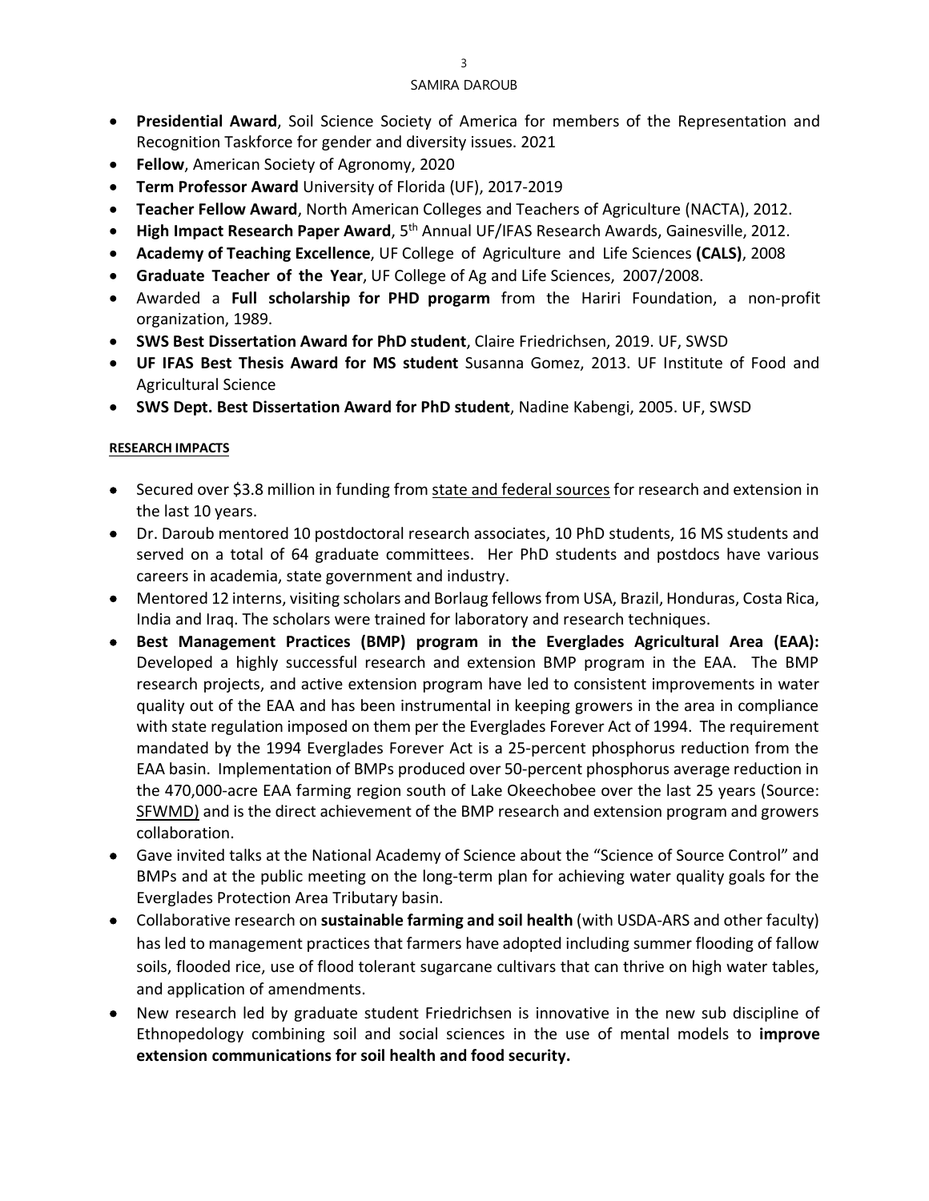- **Presidential Award**, Soil Science Society of America for members of the Representation and Recognition Taskforce for gender and diversity issues. 2021
- **Fellow**, American Society of Agronomy, 2020
- **Term Professor Award** University of Florida (UF), 2017-2019
- **Teacher Fellow Award**, North American Colleges and Teachers of Agriculture (NACTA), 2012.
- **High Impact Research Paper Award**, 5th Annual UF/IFAS Research Awards, Gainesville, 2012.
- **Academy of Teaching Excellence**, UF College of Agriculture and Life Sciences **(CALS)**, 2008
- **Graduate Teacher of the Year**, UF College of Ag and Life Sciences, 2007/2008.
- Awarded a **Full scholarship for PHD progarm** from the Hariri Foundation, a non-profit organization, 1989.
- **SWS Best Dissertation Award for PhD student**, Claire Friedrichsen, 2019. UF, SWSD
- **UF IFAS Best Thesis Award for MS student** Susanna Gomez, 2013. UF Institute of Food and Agricultural Science
- **SWS Dept. Best Dissertation Award for PhD student**, Nadine Kabengi, 2005. UF, SWSD

**RESEARCH IMPACTS**

- Secured over $3.8 million in funding from state and federal sources for research and extension in the last 10 years.
- Dr. Daroub mentored 10 postdoctoral research associates, 10 PhD students, 16 MS students and served on a total of 64 graduate committees. Her PhD students and postdocs have various careers in academia, state government and industry.
- Mentored 12 interns, visiting scholars and Borlaug fellows from USA, Brazil, Honduras, Costa Rica, India and Iraq. The scholars were trained for laboratory and research techniques.
- **Best Management Practices (BMP) program in the Everglades Agricultural Area (EAA):** Developed a highly successful research and extension BMP program in the EAA. The BMP research projects, and active extension program have led to consistent improvements in water quality out of the EAA and has been instrumental in keeping growers in the area in compliance with state regulation imposed on them per the Everglades Forever Act of 1994. The requirement mandated by the 1994 Everglades Forever Act is a 25-percent phosphorus reduction from the EAA basin. Implementation of BMPs produced over 50-percent phosphorus average reduction in the 470,000-acre EAA farming region south of Lake Okeechobee over the last 25 years (Source: SFWMD) and is the direct achievement of the BMP research and extension program and growers collaboration.
- Gave invited talks at the National Academy of Science about the "Science of Source Control" and BMPs and at the public meeting on the long-term plan for achieving water quality goals for the Everglades Protection Area Tributary basin.
- Collaborative research on **sustainable farming and soil health** (with USDA-ARS and other faculty) has led to management practices that farmers have adopted including summer flooding of fallow soils, flooded rice, use of flood tolerant sugarcane cultivars that can thrive on high water tables, and application of amendments.
- New research led by graduate student Friedrichsen is innovative in the new sub discipline of Ethnopedology combining soil and social sciences in the use of mental models to **improve extension communications for soil health and food security.**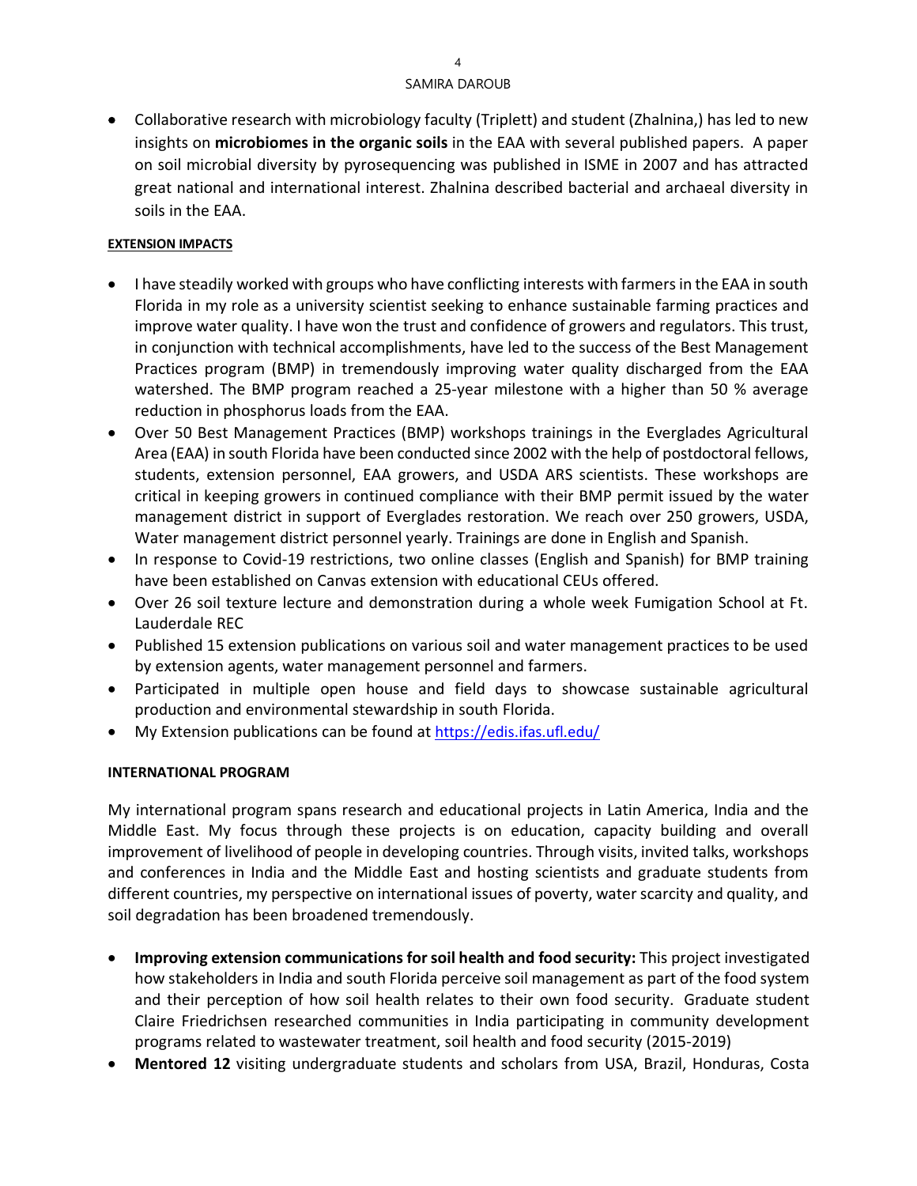- Collaborative research with microbiology faculty (Triplett) and student (Zhalnina,) has led to new insights on **microbiomes in the organic soils** in the EAA with several published papers. A paper on soil microbial diversity by pyrosequencing was published in ISME in 2007 and has attracted great national and international interest. Zhalnina described bacterial and archaeal diversity in soils in the EAA.

**EXTENSION IMPACTS**

- I have steadily worked with groups who have conflicting interests with farmers in the EAA in south Florida in my role as a university scientist seeking to enhance sustainable farming practices and improve water quality. I have won the trust and confidence of growers and regulators. This trust, in conjunction with technical accomplishments, have led to the success of the Best Management Practices program (BMP) in tremendously improving water quality discharged from the EAA watershed. The BMP program reached a 25-year milestone with a higher than 50 % average reduction in phosphorus loads from the EAA.
- Over 50 Best Management Practices (BMP) workshops trainings in the Everglades Agricultural Area (EAA) in south Florida have been conducted since 2002 with the help of postdoctoral fellows, students, extension personnel, EAA growers, and USDA ARS scientists. These workshops are critical in keeping growers in continued compliance with their BMP permit issued by the water management district in support of Everglades restoration. We reach over 250 growers, USDA, Water management district personnel yearly. Trainings are done in English and Spanish.
- In response to Covid-19 restrictions, two online classes (English and Spanish) for BMP training have been established on Canvas extension with educational CEUs offered.
- Over 26 soil texture lecture and demonstration during a whole week Fumigation School at Ft. Lauderdale REC
- Published 15 extension publications on various soil and water management practices to be used by extension agents, water management personnel and farmers.
- Participated in multiple open house and field days to showcase sustainable agricultural production and environmental stewardship in south Florida.
- My Extension publications can be found at https://edis.ifas.ufl.edu/

**INTERNATIONAL PROGRAM**

My international program spans research and educational projects in Latin America, India and the Middle East. My focus through these projects is on education, capacity building and overall improvement of livelihood of people in developing countries. Through visits, invited talks, workshops and conferences in India and the Middle East and hosting scientists and graduate students from different countries, my perspective on international issues of poverty, water scarcity and quality, and soil degradation has been broadened tremendously.

- **Improving extension communications for soil health and food security:** This project investigated how stakeholders in India and south Florida perceive soil management as part of the food system and their perception of how soil health relates to their own food security. Graduate student Claire Friedrichsen researched communities in India participating in community development programs related to wastewater treatment, soil health and food security (2015-2019)
- **Mentored 12** visiting undergraduate students and scholars from USA, Brazil, Honduras, Costa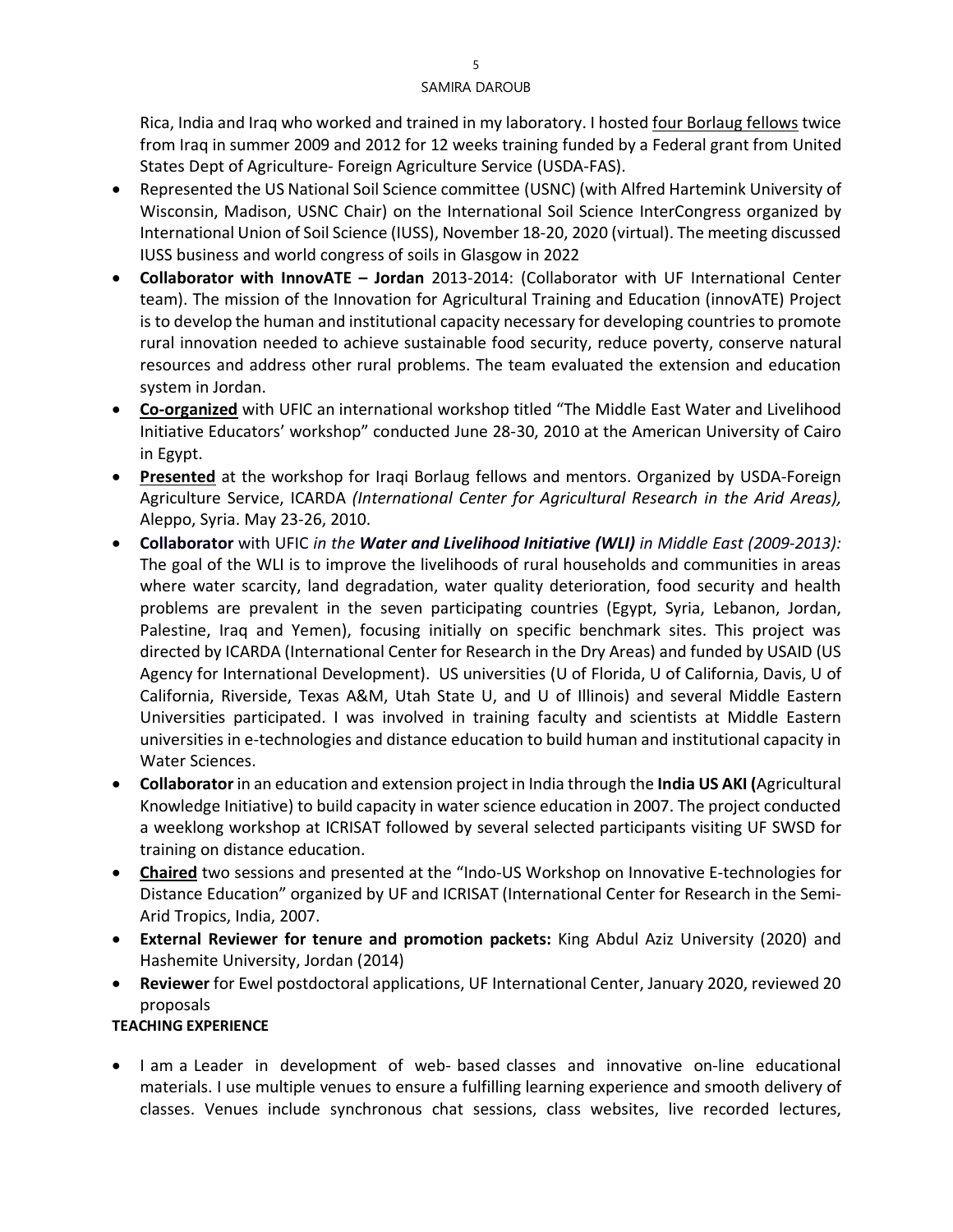Rica, India and Iraq who worked and trained in my laboratory. I hosted <u>four Borlaug fellows</u> twice from Iraq in summer 2009 and 2012 for 12 weeks training funded by a Federal grant from United States Dept of Agriculture- Foreign Agriculture Service (USDA-FAS).

- Represented the US National Soil Science committee (USNC) (with Alfred Hartemink University of Wisconsin, Madison, USNC Chair) on the International Soil Science InterCongress organized by International Union of Soil Science (IUSS), November 18-20, 2020 (virtual). The meeting discussed IUSS business and world congress of soils in Glasgow in 2022
- **Collaborator with InnovATE – Jordan** 2013-2014: (Collaborator with UF International Center team). The mission of the Innovation for Agricultural Training and Education (innovATE) Project is to develop the human and institutional capacity necessary for developing countries to promote rural innovation needed to achieve sustainable food security, reduce poverty, conserve natural resources and address other rural problems. The team evaluated the extension and education system in Jordan.
- **<u>Co-organized</u>** with UFIC an international workshop titled "The Middle East Water and Livelihood Initiative Educators' workshop" conducted June 28-30, 2010 at the American University of Cairo in Egypt.
- **<u>Presented</u>** at the workshop for Iraqi Borlaug fellows and mentors. Organized by USDA-Foreign Agriculture Service, ICARDA *(International Center for Agricultural Research in the Arid Areas),* Aleppo, Syria. May 23-26, 2010.
- **Collaborator** with UFIC *in the **Water and Livelihood Initiative (WLI)** in Middle East (2009-2013):* The goal of the WLI is to improve the livelihoods of rural households and communities in areas where water scarcity, land degradation, water quality deterioration, food security and health problems are prevalent in the seven participating countries (Egypt, Syria, Lebanon, Jordan, Palestine, Iraq and Yemen), focusing initially on specific benchmark sites. This project was directed by ICARDA (International Center for Research in the Dry Areas) and funded by USAID (US Agency for International Development). US universities (U of Florida, U of California, Davis, U of California, Riverside, Texas A&M, Utah State U, and U of Illinois) and several Middle Eastern Universities participated. I was involved in training faculty and scientists at Middle Eastern universities in e-technologies and distance education to build human and institutional capacity in Water Sciences.
- **Collaborator** in an education and extension project in India through the **India US AKI (**Agricultural Knowledge Initiative) to build capacity in water science education in 2007. The project conducted a weeklong workshop at ICRISAT followed by several selected participants visiting UF SWSD for training on distance education.
- **<u>Chaired</u>** two sessions and presented at the "Indo-US Workshop on Innovative E-technologies for Distance Education" organized by UF and ICRISAT (International Center for Research in the Semi-Arid Tropics, India, 2007.
- **External Reviewer for tenure and promotion packets:** King Abdul Aziz University (2020) and Hashemite University, Jordan (2014)
- **Reviewer** for Ewel postdoctoral applications, UF International Center, January 2020, reviewed 20 proposals

**TEACHING EXPERIENCE**

- I am a Leader in development of web- based classes and innovative on-line educational materials. I use multiple venues to ensure a fulfilling learning experience and smooth delivery of classes. Venues include synchronous chat sessions, class websites, live recorded lectures,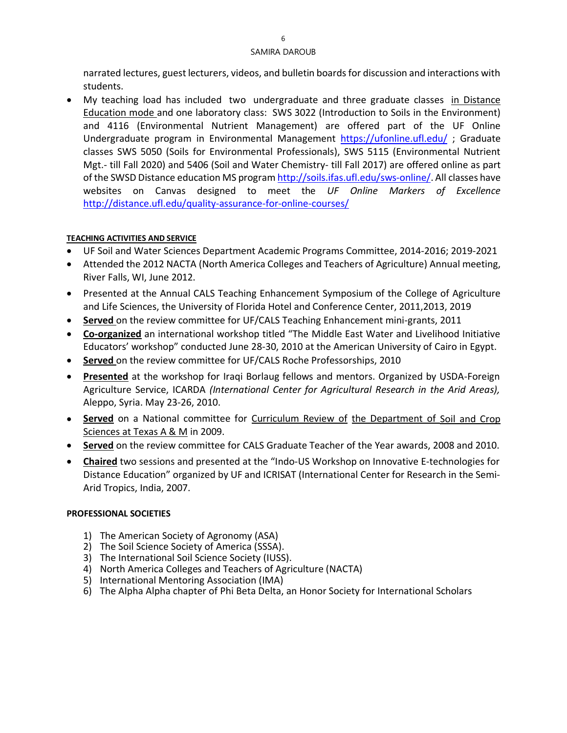narrated lectures, guest lecturers, videos, and bulletin boards for discussion and interactions with students.

- My teaching load has included two undergraduate and three graduate classes in Distance Education mode and one laboratory class: SWS 3022 (Introduction to Soils in the Environment) and 4116 (Environmental Nutrient Management) are offered part of the UF Online Undergraduate program in Environmental Management https://ufonline.ufl.edu/ ; Graduate classes SWS 5050 (Soils for Environmental Professionals), SWS 5115 (Environmental Nutrient Mgt.- till Fall 2020) and 5406 (Soil and Water Chemistry- till Fall 2017) are offered online as part of the SWSD Distance education MS program http://soils.ifas.ufl.edu/sws-online/. All classes have websites on Canvas designed to meet the *UF Online Markers of Excellence* http://distance.ufl.edu/quality-assurance-for-online-courses/

**TEACHING ACTIVITIES AND SERVICE**

- UF Soil and Water Sciences Department Academic Programs Committee, 2014-2016; 2019-2021
- Attended the 2012 NACTA (North America Colleges and Teachers of Agriculture) Annual meeting, River Falls, WI, June 2012.
- Presented at the Annual CALS Teaching Enhancement Symposium of the College of Agriculture and Life Sciences, the University of Florida Hotel and Conference Center, 2011,2013, 2019
- **Served** on the review committee for UF/CALS Teaching Enhancement mini-grants, 2011
- **Co-organized** an international workshop titled "The Middle East Water and Livelihood Initiative Educators' workshop" conducted June 28-30, 2010 at the American University of Cairo in Egypt.
- **Served** on the review committee for UF/CALS Roche Professorships, 2010
- **Presented** at the workshop for Iraqi Borlaug fellows and mentors. Organized by USDA-Foreign Agriculture Service, ICARDA *(International Center for Agricultural Research in the Arid Areas),* Aleppo, Syria. May 23-26, 2010.
- **Served** on a National committee for Curriculum Review of the Department of Soil and Crop Sciences at Texas A & M in 2009.
- **Served** on the review committee for CALS Graduate Teacher of the Year awards, 2008 and 2010.
- **Chaired** two sessions and presented at the "Indo-US Workshop on Innovative E-technologies for Distance Education" organized by UF and ICRISAT (International Center for Research in the Semi-Arid Tropics, India, 2007.

**PROFESSIONAL SOCIETIES**

1) The American Society of Agronomy (ASA)
2) The Soil Science Society of America (SSSA).
3) The International Soil Science Society (IUSS).
4) North America Colleges and Teachers of Agriculture (NACTA)
5) International Mentoring Association (IMA)
6) The Alpha Alpha chapter of Phi Beta Delta, an Honor Society for International Scholars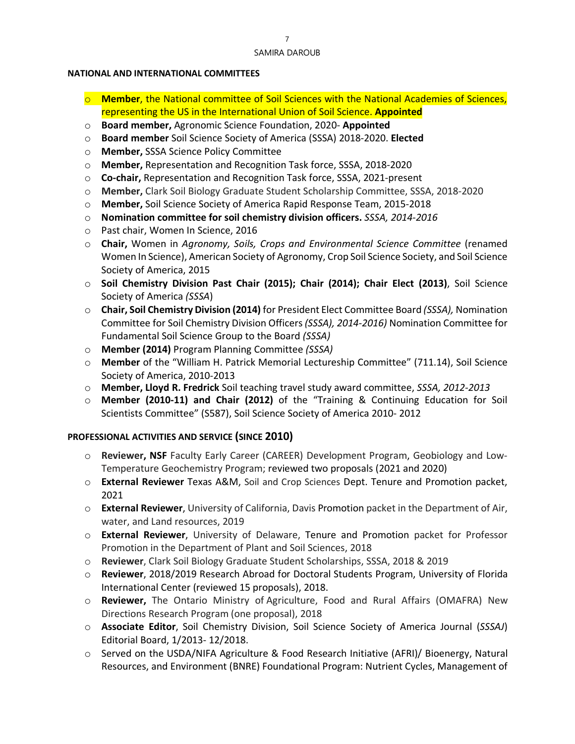**NATIONAL AND INTERNATIONAL COMMITTEES**

- **Member**, the National committee of Soil Sciences with the National Academies of Sciences, representing the US in the International Union of Soil Science. **Appointed**
- **Board member,** Agronomic Science Foundation, 2020- **Appointed**
- **Board member** Soil Science Society of America (SSSA) 2018-2020. **Elected**
- **Member,** SSSA Science Policy Committee
- **Member,** Representation and Recognition Task force, SSSA, 2018-2020
- **Co-chair,** Representation and Recognition Task force, SSSA, 2021-present
- **Member,** Clark Soil Biology Graduate Student Scholarship Committee, SSSA, 2018-2020
- **Member,** Soil Science Society of America Rapid Response Team, 2015-2018
- **Nomination committee for soil chemistry division officers.** *SSSA, 2014-2016*
- Past chair, Women In Science, 2016
- **Chair,** Women in *Agronomy, Soils, Crops and Environmental Science Committee* (renamed Women In Science), American Society of Agronomy, Crop Soil Science Society, and Soil Science Society of America, 2015
- **Soil Chemistry Division Past Chair (2015); Chair (2014); Chair Elect (2013)**, Soil Science Society of America *(SSSA*)
- **Chair, Soil Chemistry Division (2014)** for President Elect Committee Board *(SSSA),* Nomination Committee for Soil Chemistry Division Officers *(SSSA), 2014-2016)* Nomination Committee for Fundamental Soil Science Group to the Board *(SSSA)*
- **Member (2014)** Program Planning Committee *(SSSA)*
- **Member** of the "William H. Patrick Memorial Lectureship Committee" (711.14), Soil Science Society of America, 2010-2013
- **Member, Lloyd R. Fredrick** Soil teaching travel study award committee, *SSSA, 2012-2013*
- **Member (2010-11) and Chair (2012)** of the "Training & Continuing Education for Soil Scientists Committee" (S587), Soil Science Society of America 2010- 2012

**PROFESSIONAL ACTIVITIES AND SERVICE (SINCE 2010)**

- **Reviewer, NSF** Faculty Early Career (CAREER) Development Program, Geobiology and Low-Temperature Geochemistry Program; reviewed two proposals (2021 and 2020)
- **External Reviewer** Texas A&M, Soil and Crop Sciences Dept. Tenure and Promotion packet, 2021
- **External Reviewer**, University of California, Davis Promotion packet in the Department of Air, water, and Land resources, 2019
- **External Reviewer**, University of Delaware, Tenure and Promotion packet for Professor Promotion in the Department of Plant and Soil Sciences, 2018
- **Reviewer**, Clark Soil Biology Graduate Student Scholarships, SSSA, 2018 & 2019
- **Reviewer**, 2018/2019 Research Abroad for Doctoral Students Program, University of Florida International Center (reviewed 15 proposals), 2018.
- **Reviewer,** The Ontario Ministry of Agriculture, Food and Rural Affairs (OMAFRA) New Directions Research Program (one proposal), 2018
- **Associate Editor**, Soil Chemistry Division, Soil Science Society of America Journal (*SSSAJ*) Editorial Board, 1/2013- 12/2018.
- Served on the USDA/NIFA Agriculture & Food Research Initiative (AFRI)/ Bioenergy, Natural Resources, and Environment (BNRE) Foundational Program: Nutrient Cycles, Management of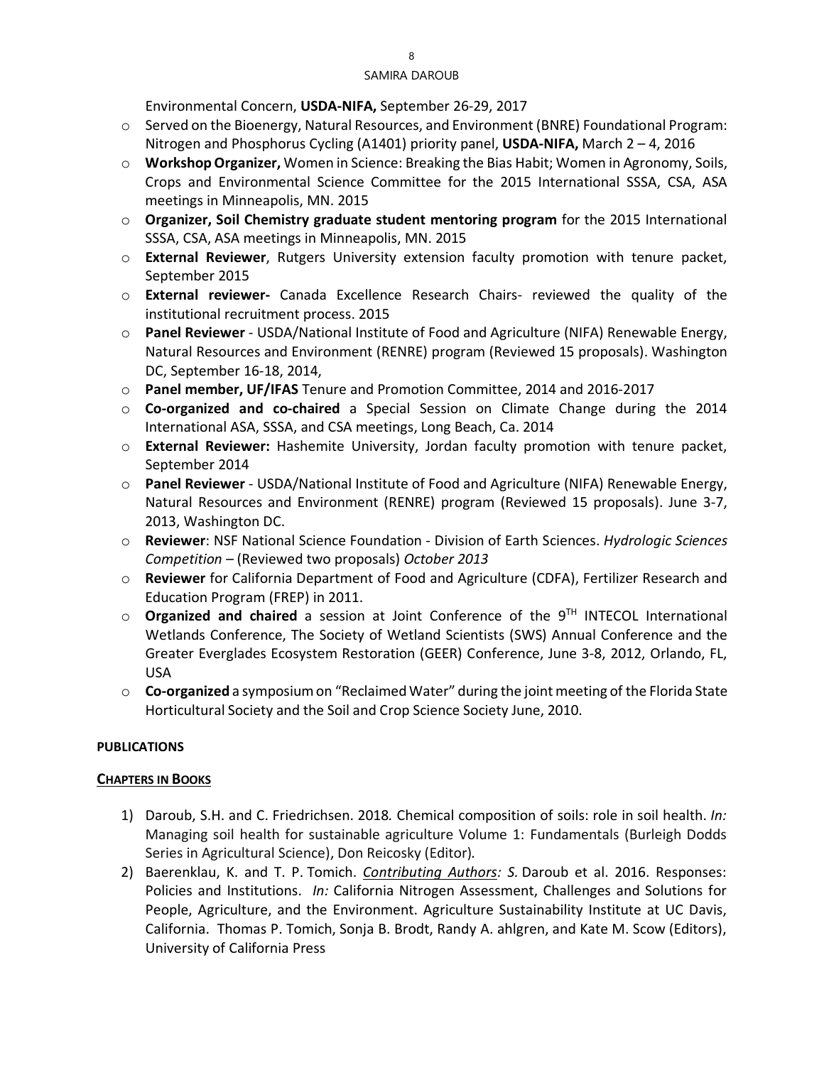Environmental Concern, **USDA-NIFA,** September 26-29, 2017

- Served on the Bioenergy, Natural Resources, and Environment (BNRE) Foundational Program: Nitrogen and Phosphorus Cycling (A1401) priority panel, **USDA-NIFA,** March 2 – 4, 2016
- **Workshop Organizer,** Women in Science: Breaking the Bias Habit; Women in Agronomy, Soils, Crops and Environmental Science Committee for the 2015 International SSSA, CSA, ASA meetings in Minneapolis, MN. 2015
- **Organizer, Soil Chemistry graduate student mentoring program** for the 2015 International SSSA, CSA, ASA meetings in Minneapolis, MN. 2015
- **External Reviewer**, Rutgers University extension faculty promotion with tenure packet, September 2015
- **External reviewer-** Canada Excellence Research Chairs- reviewed the quality of the institutional recruitment process. 2015
- **Panel Reviewer** - USDA/National Institute of Food and Agriculture (NIFA) Renewable Energy, Natural Resources and Environment (RENRE) program (Reviewed 15 proposals). Washington DC, September 16-18, 2014,
- **Panel member, UF/IFAS** Tenure and Promotion Committee, 2014 and 2016-2017
- **Co-organized and co-chaired** a Special Session on Climate Change during the 2014 International ASA, SSSA, and CSA meetings, Long Beach, Ca. 2014
- **External Reviewer:** Hashemite University, Jordan faculty promotion with tenure packet, September 2014
- **Panel Reviewer** - USDA/National Institute of Food and Agriculture (NIFA) Renewable Energy, Natural Resources and Environment (RENRE) program (Reviewed 15 proposals). June 3-7, 2013, Washington DC.
- **Reviewer**: NSF National Science Foundation - Division of Earth Sciences. *Hydrologic Sciences Competition* – (Reviewed two proposals) *October 2013*
- **Reviewer** for California Department of Food and Agriculture (CDFA), Fertilizer Research and Education Program (FREP) in 2011.
- **Organized and chaired** a session at Joint Conference of the 9$^{TH}$ INTECOL International Wetlands Conference, The Society of Wetland Scientists (SWS) Annual Conference and the Greater Everglades Ecosystem Restoration (GEER) Conference, June 3-8, 2012, Orlando, FL, USA
- **Co-organized** a symposium on "Reclaimed Water" during the joint meeting of the Florida State Horticultural Society and the Soil and Crop Science Society June, 2010.

**PUBLICATIONS**

**CHAPTERS IN BOOKS**

1) Daroub, S.H. and C. Friedrichsen. 2018*.* Chemical composition of soils: role in soil health. *In:* Managing soil health for sustainable agriculture Volume 1: Fundamentals (Burleigh Dodds Series in Agricultural Science), Don Reicosky (Editor)*.*
2) Baerenklau, K. and T. P. Tomich. *Contributing Authors: S.* Daroub et al. 2016. Responses: Policies and Institutions. *In:* California Nitrogen Assessment, Challenges and Solutions for People, Agriculture, and the Environment. Agriculture Sustainability Institute at UC Davis, California. Thomas P. Tomich, Sonja B. Brodt, Randy A. ahlgren, and Kate M. Scow (Editors), University of California Press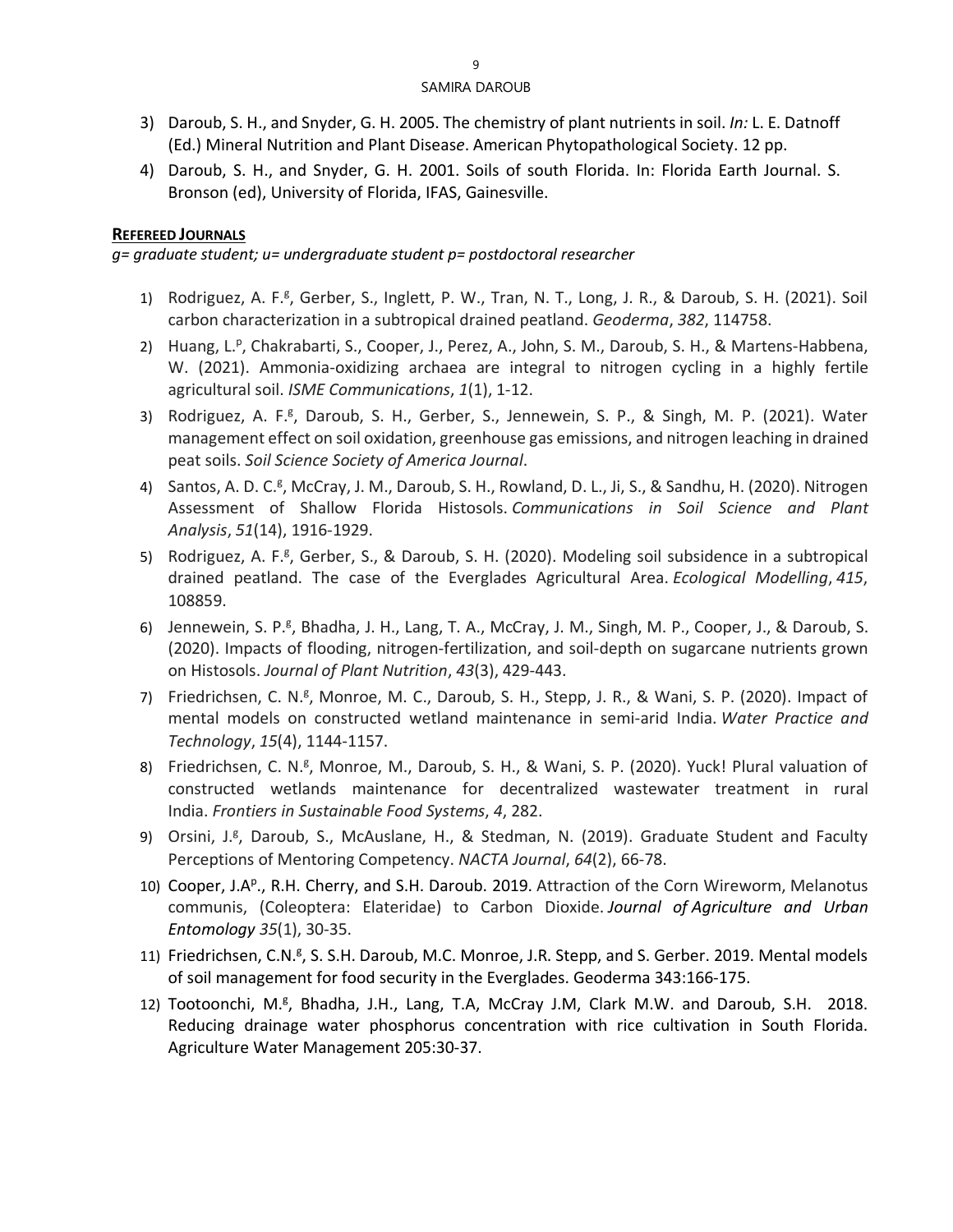3) Daroub, S. H., and Snyder, G. H. 2005. The chemistry of plant nutrients in soil. *In:* L. E. Datnoff (Ed.) Mineral Nutrition and Plant Disease. American Phytopathological Society. 12 pp.
4) Daroub, S. H., and Snyder, G. H. 2001. Soils of south Florida. In: Florida Earth Journal. S. Bronson (ed), University of Florida, IFAS, Gainesville.

**REFEREED JOURNALS**

*g= graduate student; u= undergraduate student p= postdoctoral researcher*

1) Rodriguez, A. F.[g], Gerber, S., Inglett, P. W., Tran, N. T., Long, J. R., & Daroub, S. H. (2021). Soil carbon characterization in a subtropical drained peatland. *Geoderma*, *382*, 114758.
2) Huang, L.[p], Chakrabarti, S., Cooper, J., Perez, A., John, S. M., Daroub, S. H., & Martens-Habbena, W. (2021). Ammonia-oxidizing archaea are integral to nitrogen cycling in a highly fertile agricultural soil. *ISME Communications*, *1*(1), 1-12.
3) Rodriguez, A. F.[g], Daroub, S. H., Gerber, S., Jennewein, S. P., & Singh, M. P. (2021). Water management effect on soil oxidation, greenhouse gas emissions, and nitrogen leaching in drained peat soils. *Soil Science Society of America Journal*.
4) Santos, A. D. C.[g], McCray, J. M., Daroub, S. H., Rowland, D. L., Ji, S., & Sandhu, H. (2020). Nitrogen Assessment of Shallow Florida Histosols. *Communications in Soil Science and Plant Analysis*, *51*(14), 1916-1929.
5) Rodriguez, A. F.[g], Gerber, S., & Daroub, S. H. (2020). Modeling soil subsidence in a subtropical drained peatland. The case of the Everglades Agricultural Area. *Ecological Modelling*, *415*, 108859.
6) Jennewein, S. P.[g], Bhadha, J. H., Lang, T. A., McCray, J. M., Singh, M. P., Cooper, J., & Daroub, S. (2020). Impacts of flooding, nitrogen-fertilization, and soil-depth on sugarcane nutrients grown on Histosols. *Journal of Plant Nutrition*, *43*(3), 429-443.
7) Friedrichsen, C. N.[g], Monroe, M. C., Daroub, S. H., Stepp, J. R., & Wani, S. P. (2020). Impact of mental models on constructed wetland maintenance in semi-arid India. *Water Practice and Technology*, *15*(4), 1144-1157.
8) Friedrichsen, C. N.[g], Monroe, M., Daroub, S. H., & Wani, S. P. (2020). Yuck! Plural valuation of constructed wetlands maintenance for decentralized wastewater treatment in rural India. *Frontiers in Sustainable Food Systems*, *4*, 282.
9) Orsini, J.[g], Daroub, S., McAuslane, H., & Stedman, N. (2019). Graduate Student and Faculty Perceptions of Mentoring Competency. *NACTA Journal*, *64*(2), 66-78.
10) Cooper, J.A[p]., R.H. Cherry, and S.H. Daroub. 2019. Attraction of the Corn Wireworm, Melanotus communis, (Coleoptera: Elateridae) to Carbon Dioxide. *Journal of Agriculture and Urban Entomology 35*(1), 30-35.
11) Friedrichsen, C.N.[g], S. S.H. Daroub, M.C. Monroe, J.R. Stepp, and S. Gerber. 2019. Mental models of soil management for food security in the Everglades. Geoderma 343:166-175.
12) Tootoonchi, M.[g], Bhadha, J.H., Lang, T.A, McCray J.M, Clark M.W. and Daroub, S.H. 2018. Reducing drainage water phosphorus concentration with rice cultivation in South Florida. Agriculture Water Management 205:30-37.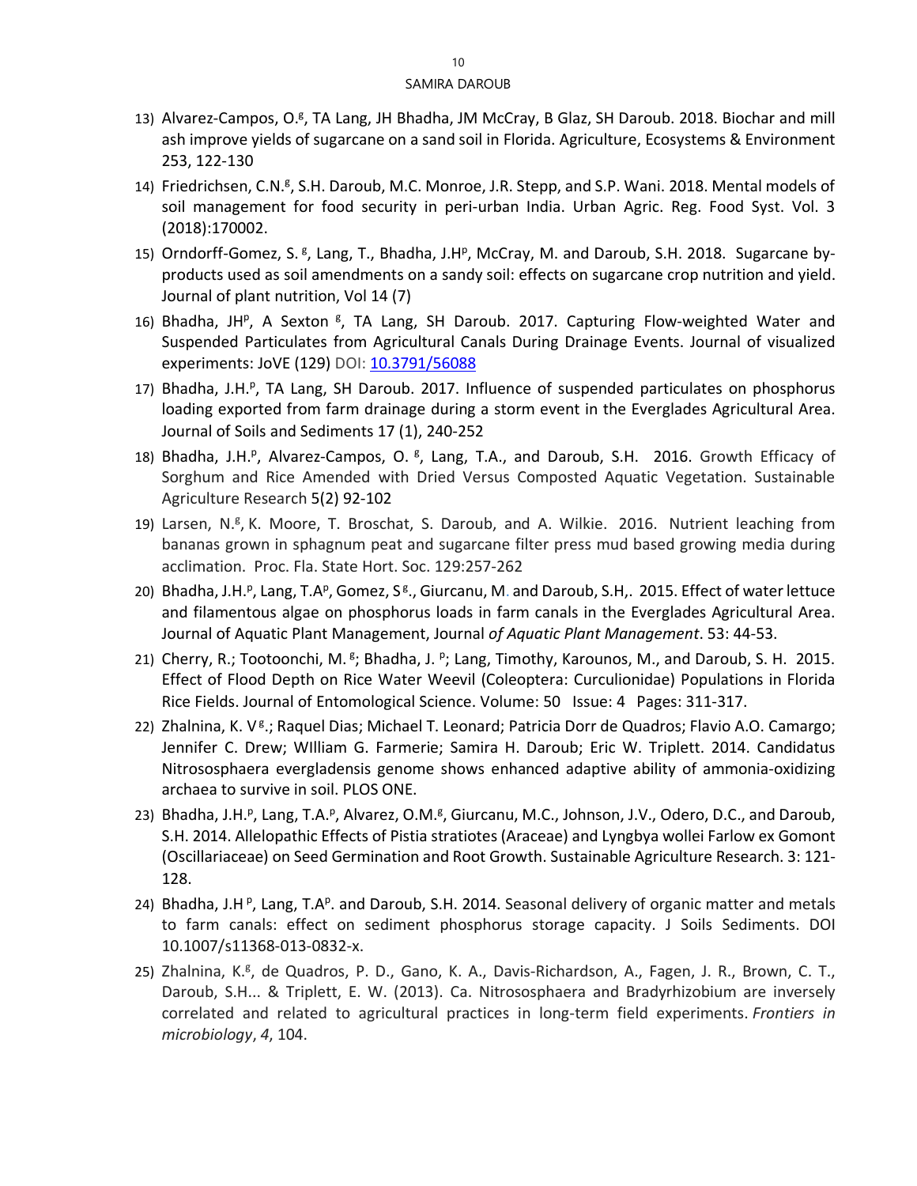13) Alvarez-Campos, O.[g], TA Lang, JH Bhadha, JM McCray, B Glaz, SH Daroub. 2018. Biochar and mill ash improve yields of sugarcane on a sand soil in Florida. Agriculture, Ecosystems & Environment 253, 122-130

14) Friedrichsen, C.N.[g], S.H. Daroub, M.C. Monroe, J.R. Stepp, and S.P. Wani. 2018. Mental models of soil management for food security in peri-urban India. Urban Agric. Reg. Food Syst. Vol. 3 (2018):170002.

15) Orndorff-Gomez, S. [g], Lang, T., Bhadha, J.H[p], McCray, M. and Daroub, S.H. 2018. Sugarcane by-products used as soil amendments on a sandy soil: effects on sugarcane crop nutrition and yield. Journal of plant nutrition, Vol 14 (7)

16) Bhadha, JH[p], A Sexton [g], TA Lang, SH Daroub. 2017. Capturing Flow-weighted Water and Suspended Particulates from Agricultural Canals During Drainage Events. Journal of visualized experiments: JoVE (129) DOI: 10.3791/56088

17) Bhadha, J.H.[p], TA Lang, SH Daroub. 2017. Influence of suspended particulates on phosphorus loading exported from farm drainage during a storm event in the Everglades Agricultural Area. Journal of Soils and Sediments 17 (1), 240-252

18) Bhadha, J.H.[p], Alvarez-Campos, O. [g], Lang, T.A., and Daroub, S.H. 2016. Growth Efficacy of Sorghum and Rice Amended with Dried Versus Composted Aquatic Vegetation. Sustainable Agriculture Research 5(2) 92-102

19) Larsen, N.[g], K. Moore, T. Broschat, S. Daroub, and A. Wilkie. 2016. Nutrient leaching from bananas grown in sphagnum peat and sugarcane filter press mud based growing media during acclimation. Proc. Fla. State Hort. Soc. 129:257-262

20) Bhadha, J.H.[p], Lang, T.A[p], Gomez, S[g]., Giurcanu, M. and Daroub, S.H,. 2015. Effect of water lettuce and filamentous algae on phosphorus loads in farm canals in the Everglades Agricultural Area. Journal of Aquatic Plant Management, Journal *of Aquatic Plant Management*. 53: 44-53.

21) Cherry, R.; Tootoonchi, M. [g]; Bhadha, J. [p]; Lang, Timothy, Karounos, M., and Daroub, S. H. 2015. Effect of Flood Depth on Rice Water Weevil (Coleoptera: Curculionidae) Populations in Florida Rice Fields. Journal of Entomological Science. Volume: 50 Issue: 4 Pages: 311-317.

22) Zhalnina, K. V[g].; Raquel Dias; Michael T. Leonard; Patricia Dorr de Quadros; Flavio A.O. Camargo; Jennifer C. Drew; WIlliam G. Farmerie; Samira H. Daroub; Eric W. Triplett. 2014. Candidatus Nitrososphaera evergladensis genome shows enhanced adaptive ability of ammonia-oxidizing archaea to survive in soil. PLOS ONE.

23) Bhadha, J.H.[p], Lang, T.A.[p], Alvarez, O.M.[g], Giurcanu, M.C., Johnson, J.V., Odero, D.C., and Daroub, S.H. 2014. Allelopathic Effects of Pistia stratiotes (Araceae) and Lyngbya wollei Farlow ex Gomont (Oscillariaceae) on Seed Germination and Root Growth. Sustainable Agriculture Research. 3: 121-128.

24) Bhadha, J.H [p], Lang, T.A[p]. and Daroub, S.H. 2014. Seasonal delivery of organic matter and metals to farm canals: effect on sediment phosphorus storage capacity. J Soils Sediments. DOI 10.1007/s11368-013-0832-x.

25) Zhalnina, K.[g], de Quadros, P. D., Gano, K. A., Davis-Richardson, A., Fagen, J. R., Brown, C. T., Daroub, S.H... & Triplett, E. W. (2013). Ca. Nitrososphaera and Bradyrhizobium are inversely correlated and related to agricultural practices in long-term field experiments. *Frontiers in microbiology*, *4*, 104.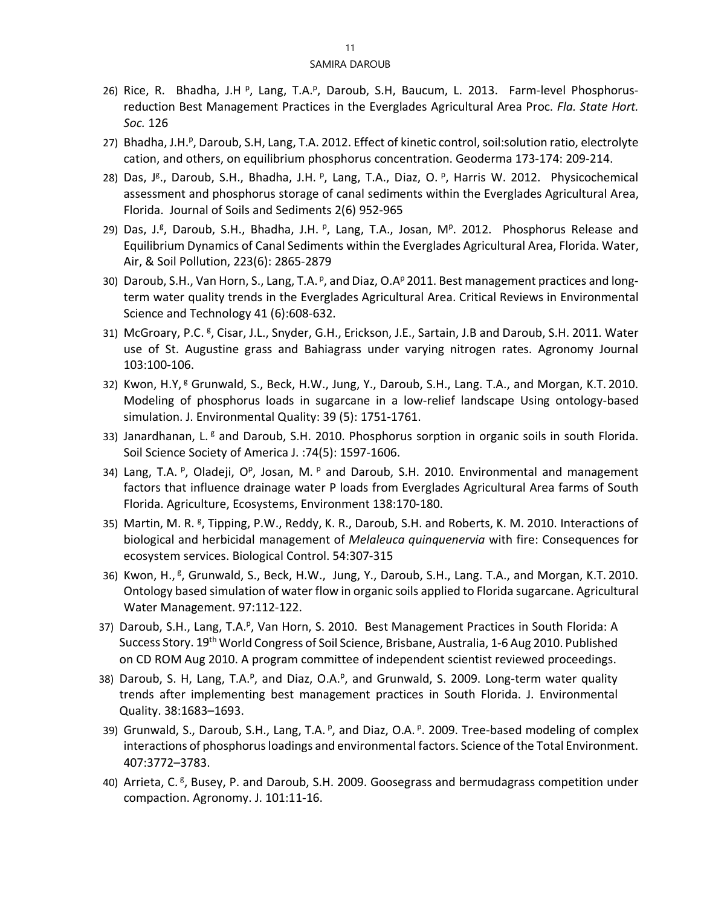26) Rice, R. Bhadha, J.H [p], Lang, T.A.[p], Daroub, S.H, Baucum, L. 2013. Farm-level Phosphorus-reduction Best Management Practices in the Everglades Agricultural Area Proc. *Fla. State Hort. Soc.* 126

27) Bhadha, J.H.[p], Daroub, S.H, Lang, T.A. 2012. Effect of kinetic control, soil:solution ratio, electrolyte cation, and others, on equilibrium phosphorus concentration. Geoderma 173-174: 209-214.

28) Das, J[g]., Daroub, S.H., Bhadha, J.H. [p], Lang, T.A., Diaz, O. [p], Harris W. 2012. Physicochemical assessment and phosphorus storage of canal sediments within the Everglades Agricultural Area, Florida. Journal of Soils and Sediments 2(6) 952-965

29) Das, J.[g], Daroub, S.H., Bhadha, J.H. [p], Lang, T.A., Josan, M[p]. 2012. Phosphorus Release and Equilibrium Dynamics of Canal Sediments within the Everglades Agricultural Area, Florida. Water, Air, & Soil Pollution, 223(6): 2865-2879

30) Daroub, S.H., Van Horn, S., Lang, T.A. [p], and Diaz, O.A[p] 2011. Best management practices and long-term water quality trends in the Everglades Agricultural Area. Critical Reviews in Environmental Science and Technology 41 (6):608-632.

31) McGroary, P.C. [g], Cisar, J.L., Snyder, G.H., Erickson, J.E., Sartain, J.B and Daroub, S.H. 2011. Water use of St. Augustine grass and Bahiagrass under varying nitrogen rates. Agronomy Journal 103:100-106.

32) Kwon, H.Y, [g] Grunwald, S., Beck, H.W., Jung, Y., Daroub, S.H., Lang. T.A., and Morgan, K.T. 2010. Modeling of phosphorus loads in sugarcane in a low-relief landscape Using ontology-based simulation. J. Environmental Quality: 39 (5): 1751-1761.

33) Janardhanan, L. [g] and Daroub, S.H. 2010. Phosphorus sorption in organic soils in south Florida. Soil Science Society of America J. :74(5): 1597-1606.

34) Lang, T.A. [p], Oladeji, O[p], Josan, M. [p] and Daroub, S.H. 2010. Environmental and management factors that influence drainage water P loads from Everglades Agricultural Area farms of South Florida. Agriculture, Ecosystems, Environment 138:170-180.

35) Martin, M. R. [g], Tipping, P.W., Reddy, K. R., Daroub, S.H. and Roberts, K. M. 2010. Interactions of biological and herbicidal management of *Melaleuca quinquenervia* with fire: Consequences for ecosystem services. Biological Control. 54:307-315

36) Kwon, H., [g], Grunwald, S., Beck, H.W., Jung, Y., Daroub, S.H., Lang. T.A., and Morgan, K.T. 2010. Ontology based simulation of water flow in organic soils applied to Florida sugarcane. Agricultural Water Management. 97:112-122.

37) Daroub, S.H., Lang, T.A.[p], Van Horn, S. 2010. Best Management Practices in South Florida: A Success Story. 19th World Congress of Soil Science, Brisbane, Australia, 1-6 Aug 2010. Published on CD ROM Aug 2010. A program committee of independent scientist reviewed proceedings.

38) Daroub, S. H, Lang, T.A.[p], and Diaz, O.A.[p], and Grunwald, S. 2009. Long-term water quality trends after implementing best management practices in South Florida. J. Environmental Quality. 38:1683–1693.

39) Grunwald, S., Daroub, S.H., Lang, T.A. [p], and Diaz, O.A. [p]. 2009. Tree-based modeling of complex interactions of phosphorus loadings and environmental factors. Science of the Total Environment. 407:3772–3783.

40) Arrieta, C. [g], Busey, P. and Daroub, S.H. 2009. Goosegrass and bermudagrass competition under compaction. Agronomy. J. 101:11-16.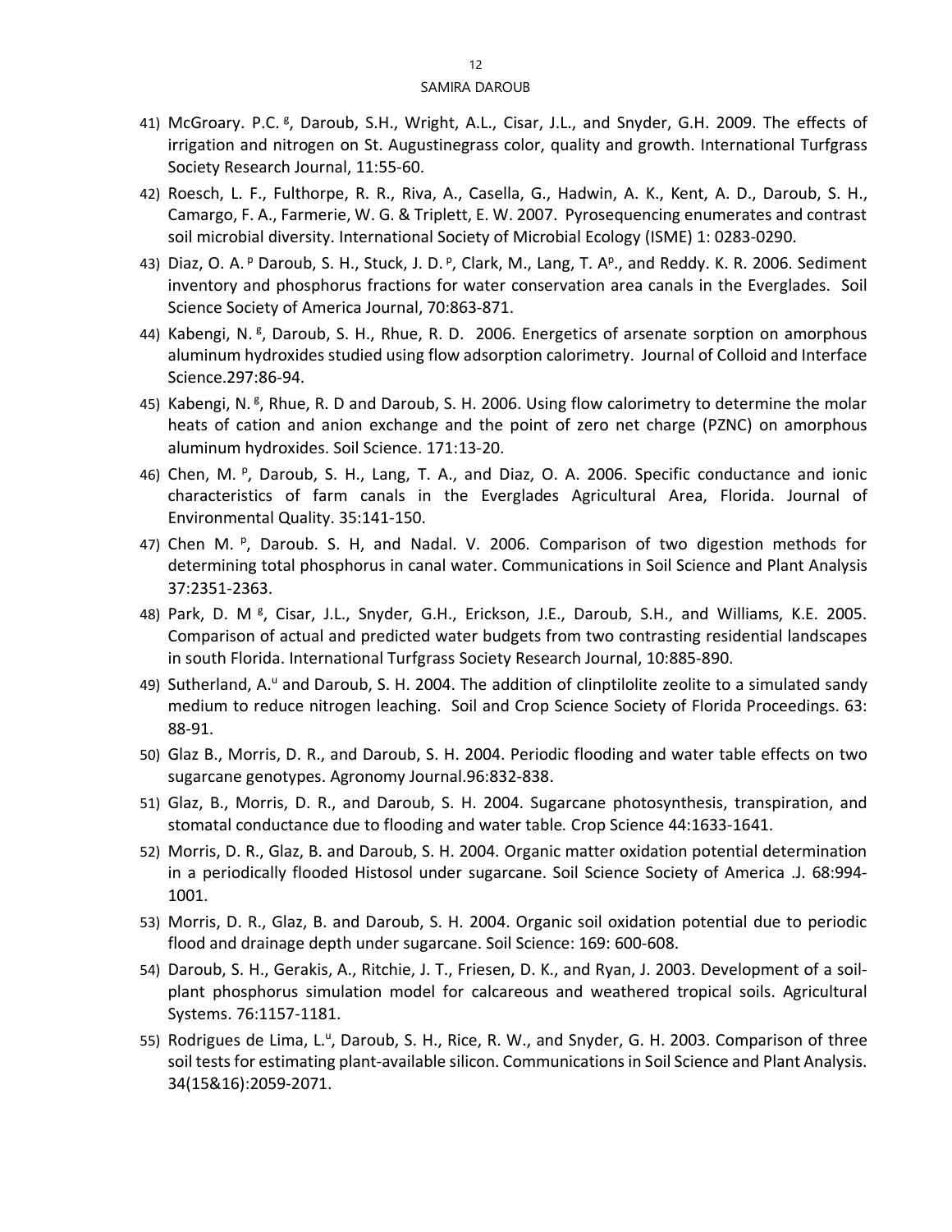41) McGroary. P.C. [g], Daroub, S.H., Wright, A.L., Cisar, J.L., and Snyder, G.H. 2009. The effects of irrigation and nitrogen on St. Augustinegrass color, quality and growth. International Turfgrass Society Research Journal, 11:55-60.

42) Roesch, L. F., Fulthorpe, R. R., Riva, A., Casella, G., Hadwin, A. K., Kent, A. D., Daroub, S. H., Camargo, F. A., Farmerie, W. G. & Triplett, E. W. 2007. Pyrosequencing enumerates and contrast soil microbial diversity. International Society of Microbial Ecology (ISME) 1: 0283-0290.

43) Diaz, O. A. [p] Daroub, S. H., Stuck, J. D. [p], Clark, M., Lang, T. A[p]., and Reddy. K. R. 2006. Sediment inventory and phosphorus fractions for water conservation area canals in the Everglades. Soil Science Society of America Journal, 70:863-871.

44) Kabengi, N. [g], Daroub, S. H., Rhue, R. D. 2006. Energetics of arsenate sorption on amorphous aluminum hydroxides studied using flow adsorption calorimetry. Journal of Colloid and Interface Science.297:86-94.

45) Kabengi, N. [g], Rhue, R. D and Daroub, S. H. 2006. Using flow calorimetry to determine the molar heats of cation and anion exchange and the point of zero net charge (PZNC) on amorphous aluminum hydroxides. Soil Science. 171:13-20.

46) Chen, M. [p], Daroub, S. H., Lang, T. A., and Diaz, O. A. 2006. Specific conductance and ionic characteristics of farm canals in the Everglades Agricultural Area, Florida. Journal of Environmental Quality. 35:141-150.

47) Chen M. [p], Daroub. S. H, and Nadal. V. 2006. Comparison of two digestion methods for determining total phosphorus in canal water. Communications in Soil Science and Plant Analysis 37:2351-2363.

48) Park, D. M [g], Cisar, J.L., Snyder, G.H., Erickson, J.E., Daroub, S.H., and Williams, K.E. 2005. Comparison of actual and predicted water budgets from two contrasting residential landscapes in south Florida. International Turfgrass Society Research Journal, 10:885-890.

49) Sutherland, A.[u] and Daroub, S. H. 2004. The addition of clinptilolite zeolite to a simulated sandy medium to reduce nitrogen leaching. Soil and Crop Science Society of Florida Proceedings. 63: 88-91.

50) Glaz B., Morris, D. R., and Daroub, S. H. 2004. Periodic flooding and water table effects on two sugarcane genotypes. Agronomy Journal.96:832-838.

51) Glaz, B., Morris, D. R., and Daroub, S. H. 2004. Sugarcane photosynthesis, transpiration, and stomatal conductance due to flooding and water table*.* Crop Science 44:1633-1641.

52) Morris, D. R., Glaz, B. and Daroub, S. H. 2004. Organic matter oxidation potential determination in a periodically flooded Histosol under sugarcane. Soil Science Society of America .J. 68:994-1001.

53) Morris, D. R., Glaz, B. and Daroub, S. H. 2004. Organic soil oxidation potential due to periodic flood and drainage depth under sugarcane. Soil Science: 169: 600-608.

54) Daroub, S. H., Gerakis, A., Ritchie, J. T., Friesen, D. K., and Ryan, J. 2003. Development of a soil-plant phosphorus simulation model for calcareous and weathered tropical soils. Agricultural Systems. 76:1157-1181.

55) Rodrigues de Lima, L.[u], Daroub, S. H., Rice, R. W., and Snyder, G. H. 2003. Comparison of three soil tests for estimating plant-available silicon. Communications in Soil Science and Plant Analysis. 34(15&16):2059-2071.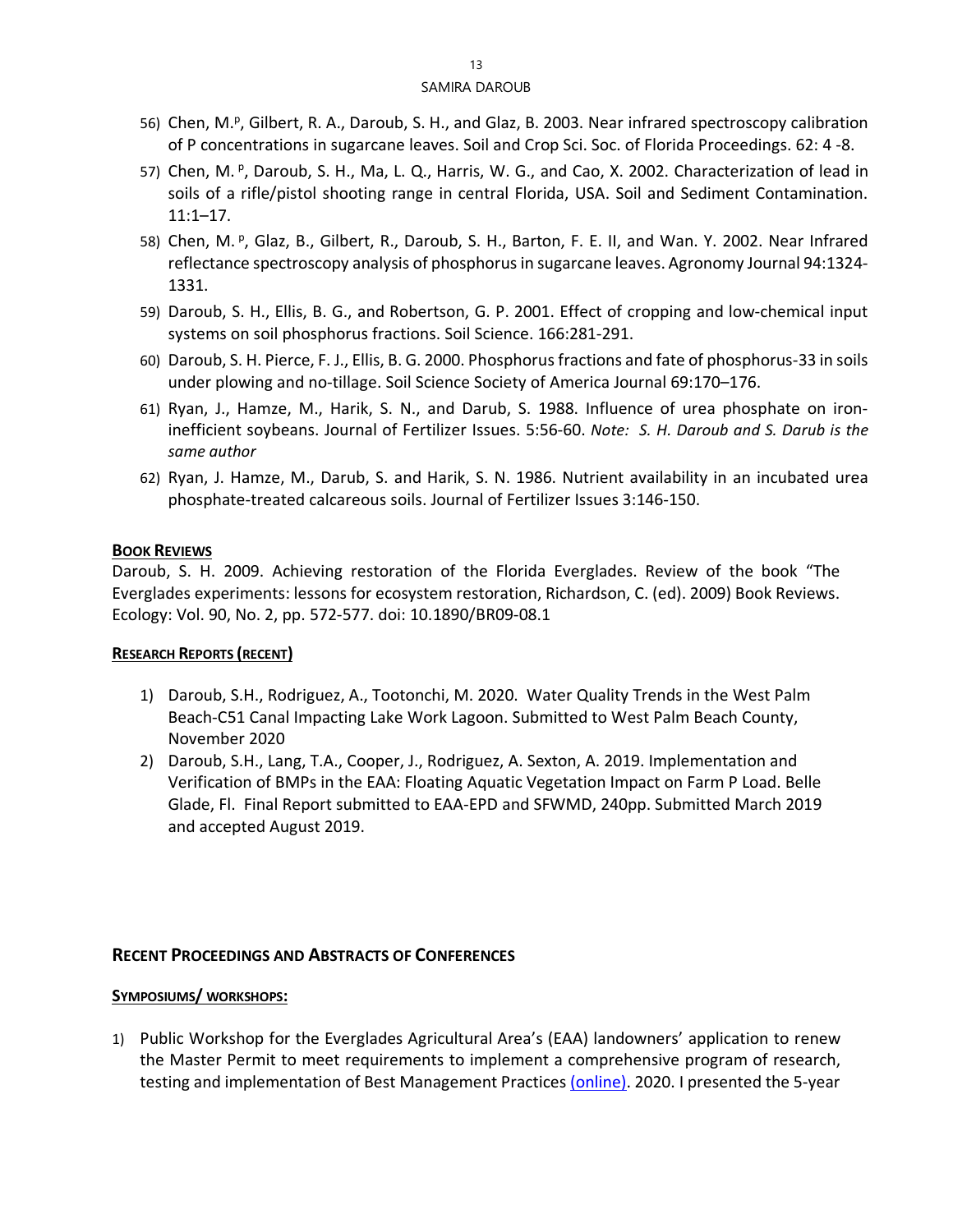56) Chen, M.[p], Gilbert, R. A., Daroub, S. H., and Glaz, B. 2003. Near infrared spectroscopy calibration of P concentrations in sugarcane leaves. Soil and Crop Sci. Soc. of Florida Proceedings. 62: 4 -8.

57) Chen, M. [p], Daroub, S. H., Ma, L. Q., Harris, W. G., and Cao, X. 2002. Characterization of lead in soils of a rifle/pistol shooting range in central Florida, USA. Soil and Sediment Contamination. 11:1–17.

58) Chen, M. [p], Glaz, B., Gilbert, R., Daroub, S. H., Barton, F. E. II, and Wan. Y. 2002. Near Infrared reflectance spectroscopy analysis of phosphorus in sugarcane leaves. Agronomy Journal 94:1324-1331.

59) Daroub, S. H., Ellis, B. G., and Robertson, G. P. 2001. Effect of cropping and low-chemical input systems on soil phosphorus fractions. Soil Science. 166:281-291.

60) Daroub, S. H. Pierce, F. J., Ellis, B. G. 2000. Phosphorus fractions and fate of phosphorus-33 in soils under plowing and no-tillage. Soil Science Society of America Journal 69:170–176.

61) Ryan, J., Hamze, M., Harik, S. N., and Darub, S. 1988. Influence of urea phosphate on iron-inefficient soybeans. Journal of Fertilizer Issues. 5:56-60. *Note: S. H. Daroub and S. Darub is the same author*

62) Ryan, J. Hamze, M., Darub, S. and Harik, S. N. 1986. Nutrient availability in an incubated urea phosphate-treated calcareous soils. Journal of Fertilizer Issues 3:146-150.

**BOOK REVIEWS**

Daroub, S. H. 2009. Achieving restoration of the Florida Everglades. Review of the book "The Everglades experiments: lessons for ecosystem restoration, Richardson, C. (ed). 2009) Book Reviews. Ecology: Vol. 90, No. 2, pp. 572-577. doi: 10.1890/BR09-08.1

**RESEARCH REPORTS (RECENT)**

1) Daroub, S.H., Rodriguez, A., Tootonchi, M. 2020. Water Quality Trends in the West Palm Beach-C51 Canal Impacting Lake Work Lagoon. Submitted to West Palm Beach County, November 2020

2) Daroub, S.H., Lang, T.A., Cooper, J., Rodriguez, A. Sexton, A. 2019. Implementation and Verification of BMPs in the EAA: Floating Aquatic Vegetation Impact on Farm P Load. Belle Glade, Fl. Final Report submitted to EAA-EPD and SFWMD, 240pp. Submitted March 2019 and accepted August 2019.

## RECENT PROCEEDINGS AND ABSTRACTS OF CONFERENCES

**SYMPOSIUMS/ WORKSHOPS:**

1) Public Workshop for the Everglades Agricultural Area's (EAA) landowners' application to renew the Master Permit to meet requirements to implement a comprehensive program of research, testing and implementation of Best Management Practices (online). 2020. I presented the 5-year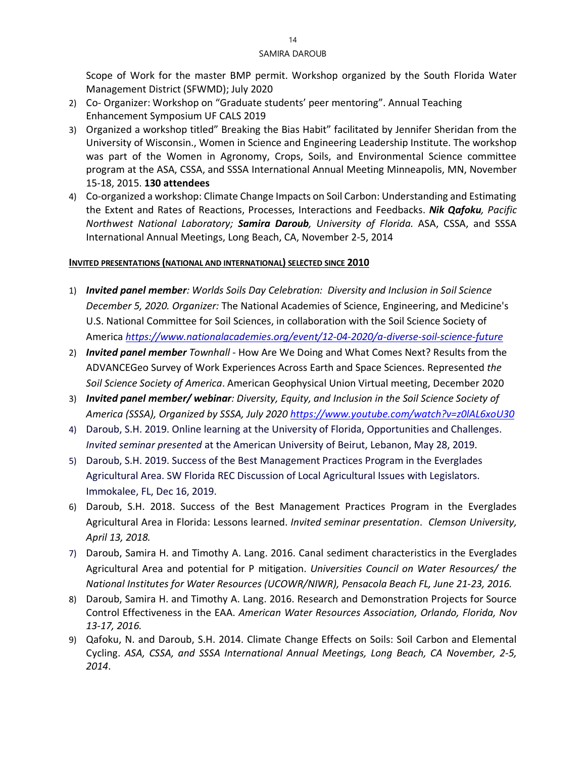Scope of Work for the master BMP permit. Workshop organized by the South Florida Water Management District (SFWMD); July 2020

2) Co- Organizer: Workshop on "Graduate students' peer mentoring". Annual Teaching Enhancement Symposium UF CALS 2019
3) Organized a workshop titled" Breaking the Bias Habit" facilitated by Jennifer Sheridan from the University of Wisconsin., Women in Science and Engineering Leadership Institute. The workshop was part of the Women in Agronomy, Crops, Soils, and Environmental Science committee program at the ASA, CSSA, and SSSA International Annual Meeting Minneapolis, MN, November 15-18, 2015. **130 attendees**
4) Co-organized a workshop: Climate Change Impacts on Soil Carbon: Understanding and Estimating the Extent and Rates of Reactions, Processes, Interactions and Feedbacks. ***Nik Qafoku****, Pacific Northwest National Laboratory;* ***Samira Daroub****, University of Florida.* ASA, CSSA, and SSSA International Annual Meetings, Long Beach, CA, November 2-5, 2014

## INVITED PRESENTATIONS (NATIONAL AND INTERNATIONAL) SELECTED SINCE 2010

1) ***Invited panel member****: Worlds Soils Day Celebration: Diversity and Inclusion in Soil Science December 5, 2020. Organizer:* The National Academies of Science, Engineering, and Medicine's U.S. National Committee for Soil Sciences, in collaboration with the Soil Science Society of America *https://www.nationalacademies.org/event/12-04-2020/a-diverse-soil-science-future*
2) ***Invited panel member*** *Townhall* - How Are We Doing and What Comes Next? Results from the ADVANCEGeo Survey of Work Experiences Across Earth and Space Sciences. Represented *the Soil Science Society of America*. American Geophysical Union Virtual meeting, December 2020
3) ***Invited panel member/ webinar****: Diversity, Equity, and Inclusion in the Soil Science Society of America (SSSA), Organized by SSSA, July 2020* *https://www.youtube.com/watch?v=z0lAL6xoU30*
4) Daroub, S.H. 2019. Online learning at the University of Florida, Opportunities and Challenges. *Invited seminar presented* at the American University of Beirut, Lebanon, May 28, 2019.
5) Daroub, S.H. 2019. Success of the Best Management Practices Program in the Everglades Agricultural Area. SW Florida REC Discussion of Local Agricultural Issues with Legislators. Immokalee, FL, Dec 16, 2019.
6) Daroub, S.H. 2018. Success of the Best Management Practices Program in the Everglades Agricultural Area in Florida: Lessons learned. *Invited seminar presentation*. *Clemson University, April 13, 2018.*
7) Daroub, Samira H. and Timothy A. Lang. 2016. Canal sediment characteristics in the Everglades Agricultural Area and potential for P mitigation. *Universities Council on Water Resources/ the National Institutes for Water Resources (UCOWR/NIWR), Pensacola Beach FL, June 21-23, 2016.*
8) Daroub, Samira H. and Timothy A. Lang. 2016. Research and Demonstration Projects for Source Control Effectiveness in the EAA. *American Water Resources Association, Orlando, Florida, Nov 13-17, 2016.*
9) Qafoku, N. and Daroub, S.H. 2014. Climate Change Effects on Soils: Soil Carbon and Elemental Cycling. *ASA, CSSA, and SSSA International Annual Meetings, Long Beach, CA November, 2-5, 2014*.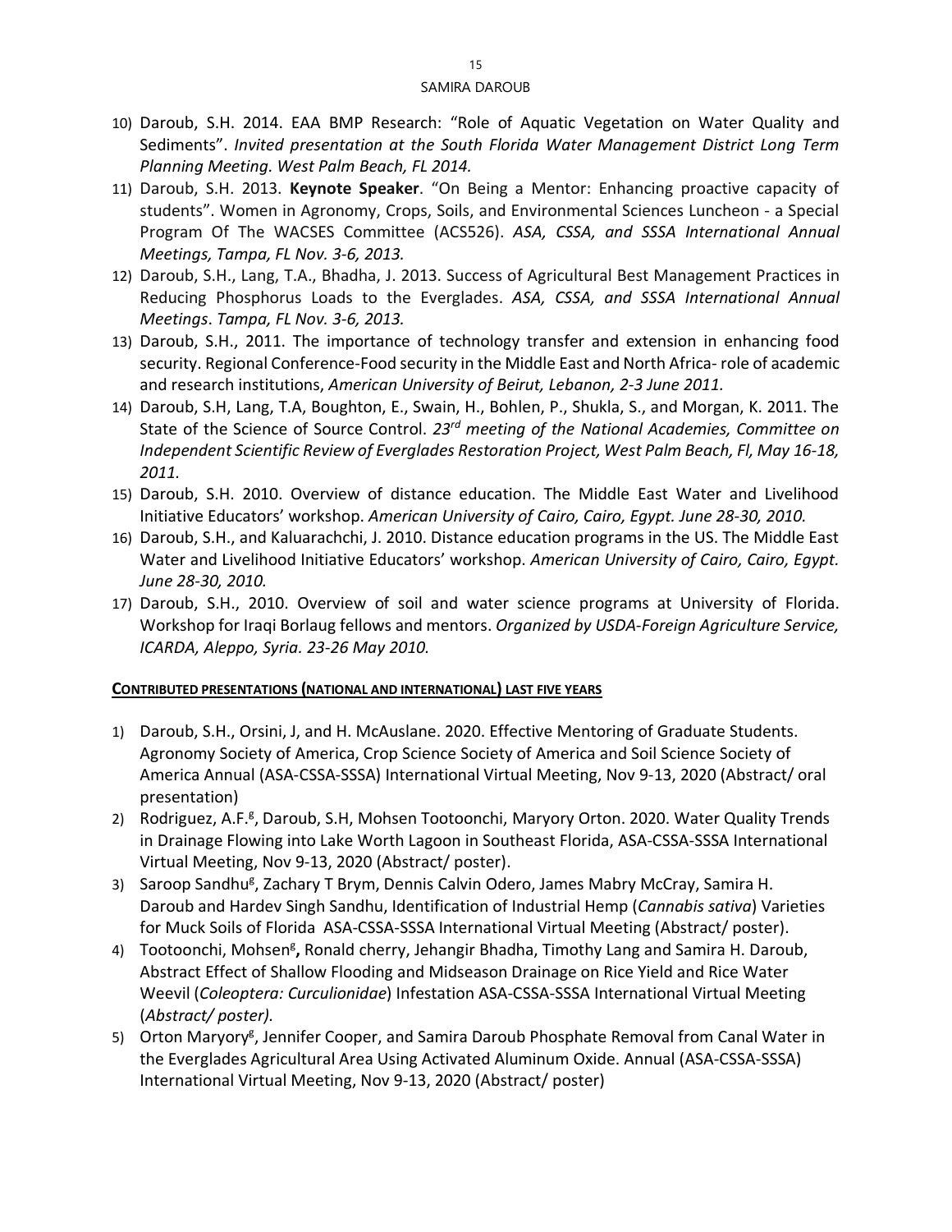10) Daroub, S.H. 2014. EAA BMP Research: "Role of Aquatic Vegetation on Water Quality and Sediments". *Invited presentation at the South Florida Water Management District Long Term Planning Meeting. West Palm Beach, FL 2014.*
11) Daroub, S.H. 2013. **Keynote Speaker**. "On Being a Mentor: Enhancing proactive capacity of students". Women in Agronomy, Crops, Soils, and Environmental Sciences Luncheon - a Special Program Of The WACSES Committee (ACS526). *ASA, CSSA, and SSSA International Annual Meetings, Tampa, FL Nov. 3-6, 2013.*
12) Daroub, S.H., Lang, T.A., Bhadha, J. 2013. Success of Agricultural Best Management Practices in Reducing Phosphorus Loads to the Everglades. *ASA, CSSA, and SSSA International Annual Meetings. Tampa, FL Nov. 3-6, 2013.*
13) Daroub, S.H., 2011. The importance of technology transfer and extension in enhancing food security. Regional Conference-Food security in the Middle East and North Africa- role of academic and research institutions, *American University of Beirut, Lebanon, 2-3 June 2011.*
14) Daroub, S.H, Lang, T.A, Boughton, E., Swain, H., Bohlen, P., Shukla, S., and Morgan, K. 2011. The State of the Science of Source Control. *23rd meeting of the National Academies, Committee on Independent Scientific Review of Everglades Restoration Project, West Palm Beach, Fl, May 16-18, 2011.*
15) Daroub, S.H. 2010. Overview of distance education. The Middle East Water and Livelihood Initiative Educators' workshop. *American University of Cairo, Cairo, Egypt. June 28-30, 2010.*
16) Daroub, S.H., and Kaluarachchi, J. 2010. Distance education programs in the US. The Middle East Water and Livelihood Initiative Educators' workshop. *American University of Cairo, Cairo, Egypt. June 28-30, 2010.*
17) Daroub, S.H., 2010. Overview of soil and water science programs at University of Florida. Workshop for Iraqi Borlaug fellows and mentors. *Organized by USDA-Foreign Agriculture Service, ICARDA, Aleppo, Syria. 23-26 May 2010.*

**CONTRIBUTED PRESENTATIONS (NATIONAL AND INTERNATIONAL) LAST FIVE YEARS**

1) Daroub, S.H., Orsini, J, and H. McAuslane. 2020. Effective Mentoring of Graduate Students. Agronomy Society of America, Crop Science Society of America and Soil Science Society of America Annual (ASA-CSSA-SSSA) International Virtual Meeting, Nov 9-13, 2020 (Abstract/ oral presentation)
2) Rodriguez, A.F.[g], Daroub, S.H, Mohsen Tootoonchi, Maryory Orton. 2020. Water Quality Trends in Drainage Flowing into Lake Worth Lagoon in Southeast Florida, ASA-CSSA-SSSA International Virtual Meeting, Nov 9-13, 2020 (Abstract/ poster).
3) Saroop Sandhu[g], Zachary T Brym, Dennis Calvin Odero, James Mabry McCray, Samira H. Daroub and Hardev Singh Sandhu, Identification of Industrial Hemp (*Cannabis sativa*) Varieties for Muck Soils of Florida ASA-CSSA-SSSA International Virtual Meeting (Abstract/ poster).
4) Tootoonchi, Mohsen[g]**,** Ronald cherry, Jehangir Bhadha, Timothy Lang and Samira H. Daroub, Abstract Effect of Shallow Flooding and Midseason Drainage on Rice Yield and Rice Water Weevil (*Coleoptera: Curculionidae*) Infestation ASA-CSSA-SSSA International Virtual Meeting (*Abstract/ poster).*
5) Orton Maryory[g], Jennifer Cooper, and Samira Daroub Phosphate Removal from Canal Water in the Everglades Agricultural Area Using Activated Aluminum Oxide. Annual (ASA-CSSA-SSSA) International Virtual Meeting, Nov 9-13, 2020 (Abstract/ poster)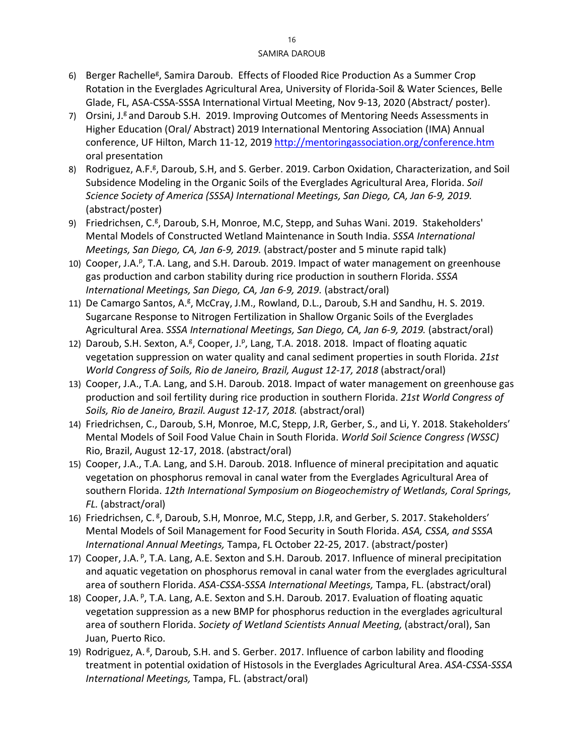6) Berger Rachelle[g], Samira Daroub. Effects of Flooded Rice Production As a Summer Crop Rotation in the Everglades Agricultural Area, University of Florida-Soil & Water Sciences, Belle Glade, FL, ASA-CSSA-SSSA International Virtual Meeting, Nov 9-13, 2020 (Abstract/ poster).
7) Orsini, J.[g] and Daroub S.H. 2019. Improving Outcomes of Mentoring Needs Assessments in Higher Education (Oral/ Abstract) 2019 International Mentoring Association (IMA) Annual conference, UF Hilton, March 11-12, 2019 [http://mentoringassociation.org/conference.htm](http://mentoringassociation.org/conference.htm) oral presentation
8) Rodriguez, A.F.[g], Daroub, S.H, and S. Gerber. 2019. Carbon Oxidation, Characterization, and Soil Subsidence Modeling in the Organic Soils of the Everglades Agricultural Area, Florida. *Soil Science Society of America (SSSA) International Meetings, San Diego, CA, Jan 6-9, 2019.* (abstract/poster)
9) Friedrichsen, C.[g], Daroub, S.H, Monroe, M.C, Stepp, and Suhas Wani. 2019. Stakeholders' Mental Models of Constructed Wetland Maintenance in South India. *SSSA International Meetings, San Diego, CA, Jan 6-9, 2019.* (abstract/poster and 5 minute rapid talk)
10) Cooper, J.A.[p], T.A. Lang, and S.H. Daroub. 2019. Impact of water management on greenhouse gas production and carbon stability during rice production in southern Florida. *SSSA International Meetings, San Diego, CA, Jan 6-9, 2019.* (abstract/oral)
11) De Camargo Santos, A.[g], McCray, J.M., Rowland, D.L., Daroub, S.H and Sandhu, H. S. 2019. Sugarcane Response to Nitrogen Fertilization in Shallow Organic Soils of the Everglades Agricultural Area. *SSSA International Meetings, San Diego, CA, Jan 6-9, 2019.* (abstract/oral)
12) Daroub, S.H. Sexton, A.[g], Cooper, J.[p], Lang, T.A. 2018. 2018. Impact of floating aquatic vegetation suppression on water quality and canal sediment properties in south Florida. *21st World Congress of Soils, Rio de Janeiro, Brazil, August 12-17, 2018* (abstract/oral)
13) Cooper, J.A., T.A. Lang, and S.H. Daroub. 2018. Impact of water management on greenhouse gas production and soil fertility during rice production in southern Florida. *21st World Congress of Soils, Rio de Janeiro, Brazil. August 12-17, 2018.* (abstract/oral)
14) Friedrichsen, C., Daroub, S.H, Monroe, M.C, Stepp, J.R, Gerber, S., and Li, Y. 2018. Stakeholders' Mental Models of Soil Food Value Chain in South Florida. *World Soil Science Congress (WSSC)* Rio, Brazil, August 12-17, 2018. (abstract/oral)
15) Cooper, J.A., T.A. Lang, and S.H. Daroub. 2018. Influence of mineral precipitation and aquatic vegetation on phosphorus removal in canal water from the Everglades Agricultural Area of southern Florida. *12th International Symposium on Biogeochemistry of Wetlands, Coral Springs, FL.* (abstract/oral)
16) Friedrichsen, C.[g], Daroub, S.H, Monroe, M.C, Stepp, J.R, and Gerber, S. 2017. Stakeholders' Mental Models of Soil Management for Food Security in South Florida. *ASA, CSSA, and SSSA International Annual Meetings,* Tampa, FL October 22-25, 2017. (abstract/poster)
17) Cooper, J.A.[p], T.A. Lang, A.E. Sexton and S.H. Daroub. 2017. Influence of mineral precipitation and aquatic vegetation on phosphorus removal in canal water from the everglades agricultural area of southern Florida. *ASA-CSSA-SSSA International Meetings,* Tampa, FL. (abstract/oral)
18) Cooper, J.A.[p], T.A. Lang, A.E. Sexton and S.H. Daroub. 2017. Evaluation of floating aquatic vegetation suppression as a new BMP for phosphorus reduction in the everglades agricultural area of southern Florida. *Society of Wetland Scientists Annual Meeting,* (abstract/oral), San Juan, Puerto Rico.
19) Rodriguez, A.[g], Daroub, S.H. and S. Gerber. 2017. Influence of carbon lability and flooding treatment in potential oxidation of Histosols in the Everglades Agricultural Area. *ASA-CSSA-SSSA International Meetings,* Tampa, FL. (abstract/oral)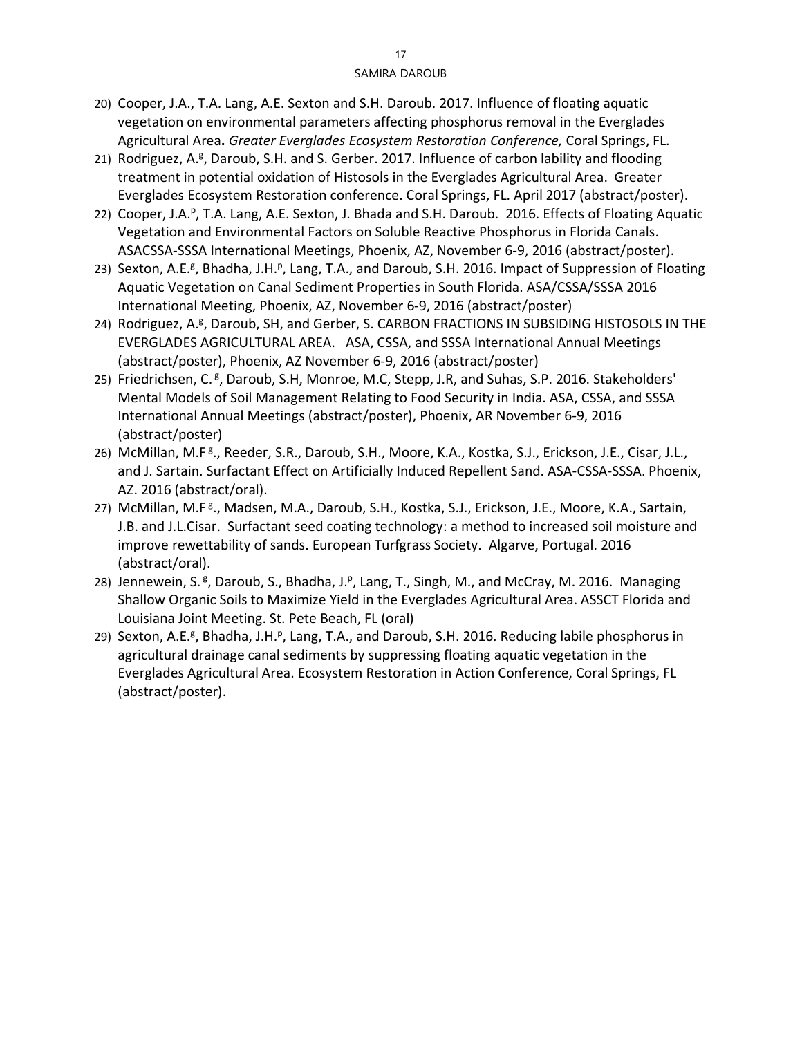20) Cooper, J.A., T.A. Lang, A.E. Sexton and S.H. Daroub. 2017. Influence of floating aquatic vegetation on environmental parameters affecting phosphorus removal in the Everglades Agricultural Area**.** *Greater Everglades Ecosystem Restoration Conference,* Coral Springs, FL.
21) Rodriguez, A.[g], Daroub, S.H. and S. Gerber. 2017. Influence of carbon lability and flooding treatment in potential oxidation of Histosols in the Everglades Agricultural Area. Greater Everglades Ecosystem Restoration conference. Coral Springs, FL. April 2017 (abstract/poster).
22) Cooper, J.A.[p], T.A. Lang, A.E. Sexton, J. Bhada and S.H. Daroub. 2016. Effects of Floating Aquatic Vegetation and Environmental Factors on Soluble Reactive Phosphorus in Florida Canals. ASACSSA-SSSA International Meetings, Phoenix, AZ, November 6-9, 2016 (abstract/poster).
23) Sexton, A.E.[g], Bhadha, J.H.[p], Lang, T.A., and Daroub, S.H. 2016. Impact of Suppression of Floating Aquatic Vegetation on Canal Sediment Properties in South Florida. ASA/CSSA/SSSA 2016 International Meeting, Phoenix, AZ, November 6-9, 2016 (abstract/poster)
24) Rodriguez, A.[g], Daroub, SH, and Gerber, S. CARBON FRACTIONS IN SUBSIDING HISTOSOLS IN THE EVERGLADES AGRICULTURAL AREA. ASA, CSSA, and SSSA International Annual Meetings (abstract/poster), Phoenix, AZ November 6-9, 2016 (abstract/poster)
25) Friedrichsen, C.[g], Daroub, S.H, Monroe, M.C, Stepp, J.R, and Suhas, S.P. 2016. Stakeholders' Mental Models of Soil Management Relating to Food Security in India. ASA, CSSA, and SSSA International Annual Meetings (abstract/poster), Phoenix, AR November 6-9, 2016 (abstract/poster)
26) McMillan, M.F[g]., Reeder, S.R., Daroub, S.H., Moore, K.A., Kostka, S.J., Erickson, J.E., Cisar, J.L., and J. Sartain. Surfactant Effect on Artificially Induced Repellent Sand. ASA-CSSA-SSSA. Phoenix, AZ. 2016 (abstract/oral).
27) McMillan, M.F[g]., Madsen, M.A., Daroub, S.H., Kostka, S.J., Erickson, J.E., Moore, K.A., Sartain, J.B. and J.L.Cisar. Surfactant seed coating technology: a method to increased soil moisture and improve rewettability of sands. European Turfgrass Society. Algarve, Portugal. 2016 (abstract/oral).
28) Jennewein, S.[g], Daroub, S., Bhadha, J.[p], Lang, T., Singh, M., and McCray, M. 2016. Managing Shallow Organic Soils to Maximize Yield in the Everglades Agricultural Area. ASSCT Florida and Louisiana Joint Meeting. St. Pete Beach, FL (oral)
29) Sexton, A.E.[g], Bhadha, J.H.[p], Lang, T.A., and Daroub, S.H. 2016. Reducing labile phosphorus in agricultural drainage canal sediments by suppressing floating aquatic vegetation in the Everglades Agricultural Area. Ecosystem Restoration in Action Conference, Coral Springs, FL (abstract/poster).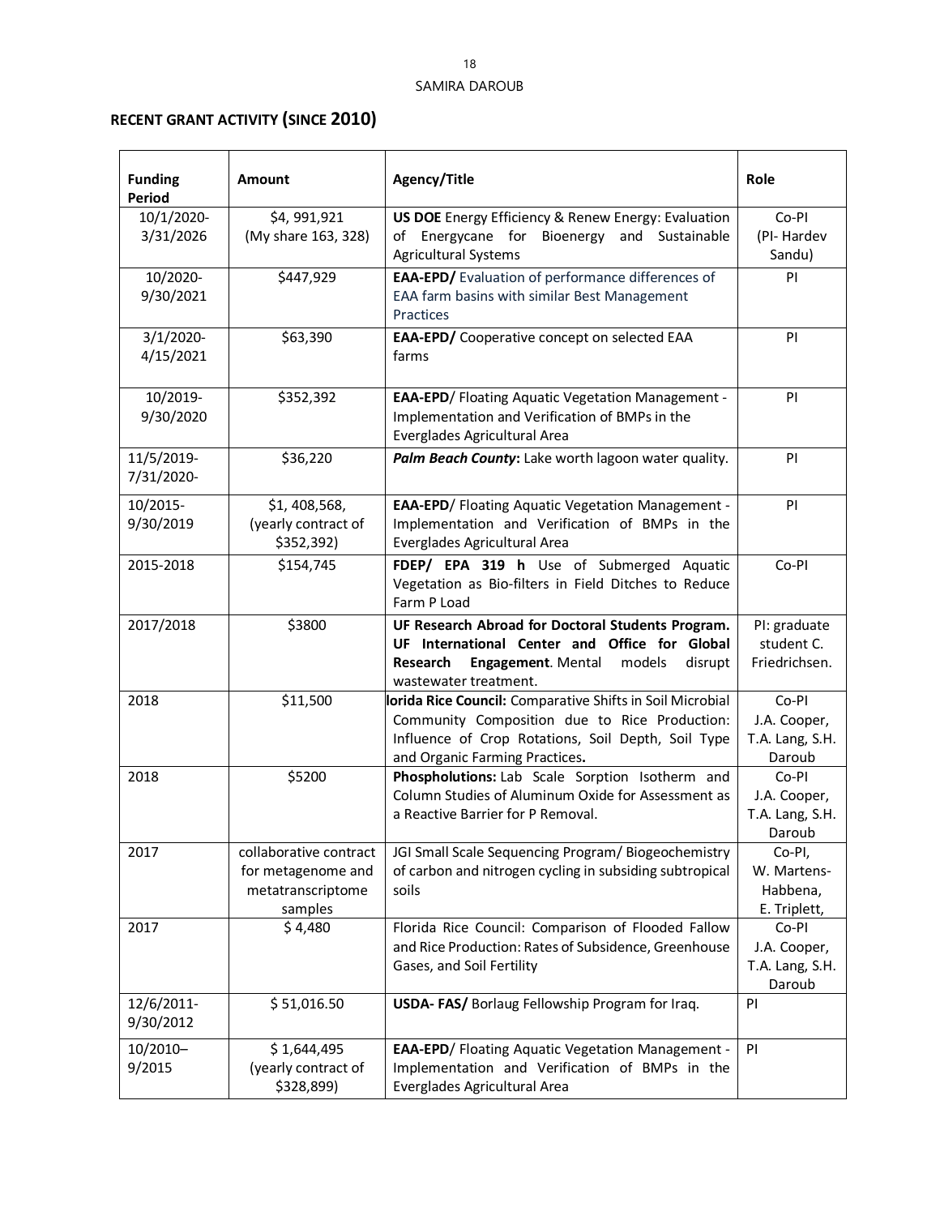## RECENT GRANT ACTIVITY (SINCE 2010)

| Funding Period | Amount | Agency/Title | Role |
|---|---|---|---|
| 10/1/2020-3/31/2026 | $4, 991,921 (My share 163, 328) | **US DOE** Energy Efficiency & Renew Energy: Evaluation of Energycane for Bioenergy and Sustainable Agricultural Systems | Co-PI (PI- Hardev Sandu) |
| 10/2020-9/30/2021 | $447,929 | **EAA-EPD/** Evaluation of performance differences of EAA farm basins with similar Best Management Practices | PI |
| 3/1/2020-4/15/2021 | $63,390 | **EAA-EPD/** Cooperative concept on selected EAA farms | PI |
| 10/2019-9/30/2020 | $352,392 | **EAA-EPD**/ Floating Aquatic Vegetation Management - Implementation and Verification of BMPs in the Everglades Agricultural Area | PI |
| 11/5/2019-7/31/2020- | $36,220 | ***Palm Beach County*:** Lake worth lagoon water quality. | PI |
| 10/2015-9/30/2019 | $1, 408,568, (yearly contract of $352,392) | **EAA-EPD**/ Floating Aquatic Vegetation Management - Implementation and Verification of BMPs in the Everglades Agricultural Area | PI |
| 2015-2018 | $154,745 | **FDEP/ EPA 319 h** Use of Submerged Aquatic Vegetation as Bio-filters in Field Ditches to Reduce Farm P Load | Co-PI |
| 2017/2018 | $3800 | **UF Research Abroad for Doctoral Students Program. UF International Center and Office for Global Research Engagement**. Mental models disrupt wastewater treatment. | PI: graduate student C. Friedrichsen. |
| 2018 | $11,500 | **lorida Rice Council:** Comparative Shifts in Soil Microbial Community Composition due to Rice Production: Influence of Crop Rotations, Soil Depth, Soil Type and Organic Farming Practices**.** | Co-PI J.A. Cooper, T.A. Lang, S.H. Daroub |
| 2018 | $5200 | **Phospholutions:** Lab Scale Sorption Isotherm and Column Studies of Aluminum Oxide for Assessment as a Reactive Barrier for P Removal. | Co-PI J.A. Cooper, T.A. Lang, S.H. Daroub |
| 2017 | collaborative contract for metagenome and metatranscriptome samples | JGI Small Scale Sequencing Program/ Biogeochemistry of carbon and nitrogen cycling in subsiding subtropical soils | Co-PI, W. Martens-Habbena, E. Triplett, |
| 2017 | $ 4,480 | Florida Rice Council: Comparison of Flooded Fallow and Rice Production: Rates of Subsidence, Greenhouse Gases, and Soil Fertility | Co-PI J.A. Cooper, T.A. Lang, S.H. Daroub |
| 12/6/2011-9/30/2012 | $ 51,016.50 | **USDA- FAS/** Borlaug Fellowship Program for Iraq. | PI |
| 10/2010–9/2015 | $ 1,644,495 (yearly contract of $328,899) | **EAA-EPD**/ Floating Aquatic Vegetation Management - Implementation and Verification of BMPs in the Everglades Agricultural Area | PI |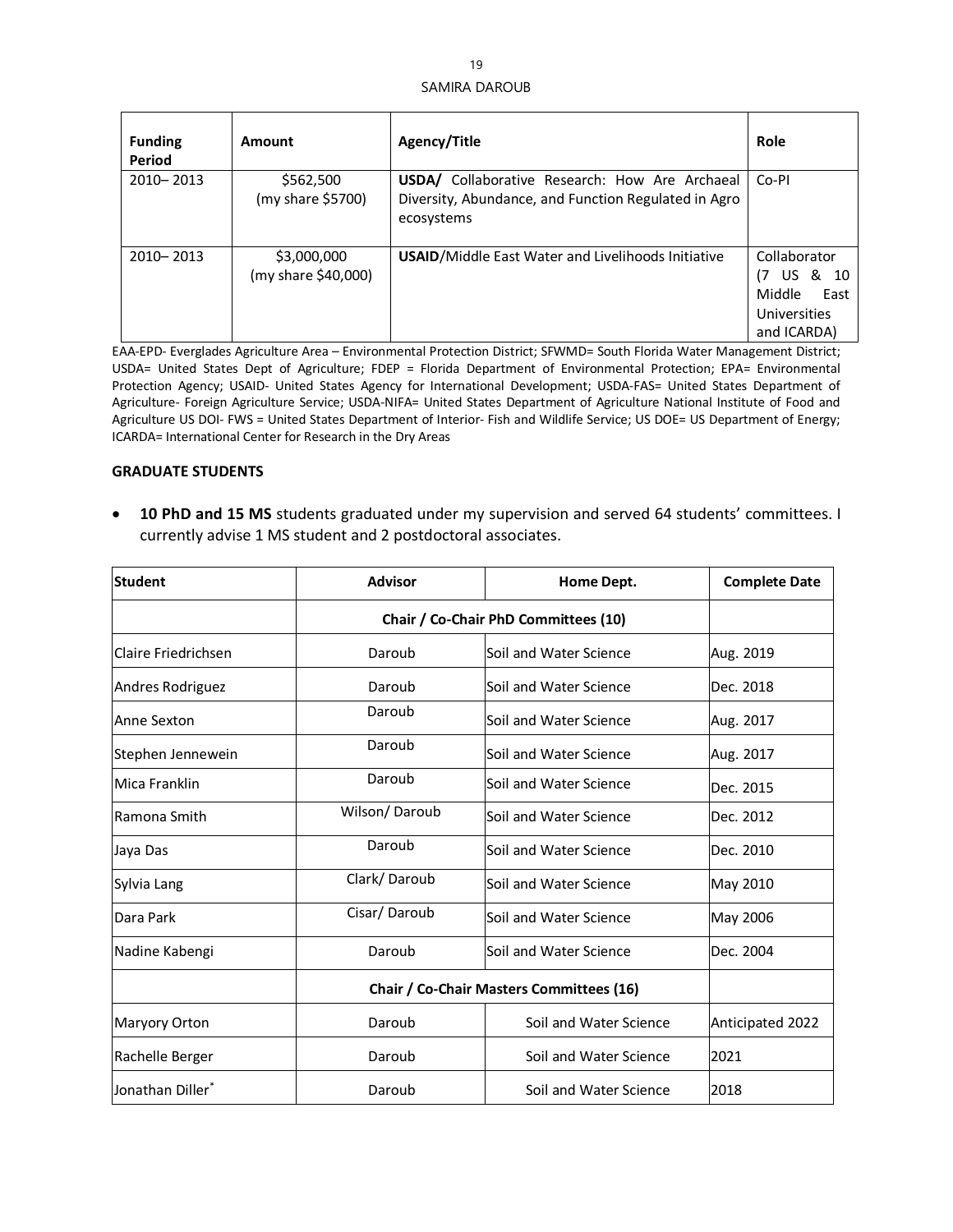| Funding Period | Amount | Agency/Title | Role |
|---|---|---|---|
| 2010– 2013 | $562,500 (my share $5700) | **USDA/** Collaborative Research: How Are Archaeal Diversity, Abundance, and Function Regulated in Agro ecosystems | Co-PI |
| 2010– 2013 | $3,000,000 (my share $40,000) | **USAID**/Middle East Water and Livelihoods Initiative | Collaborator (7 US & 10 Middle East Universities and ICARDA) |

EAA-EPD- Everglades Agriculture Area – Environmental Protection District; SFWMD= South Florida Water Management District; USDA= United States Dept of Agriculture; FDEP = Florida Department of Environmental Protection; EPA= Environmental Protection Agency; USAID- United States Agency for International Development; USDA-FAS= United States Department of Agriculture- Foreign Agriculture Service; USDA-NIFA= United States Department of Agriculture National Institute of Food and Agriculture US DOI- FWS = United States Department of Interior- Fish and Wildlife Service; US DOE= US Department of Energy; ICARDA= International Center for Research in the Dry Areas

**GRADUATE STUDENTS**

- **10 PhD and 15 MS** students graduated under my supervision and served 64 students' committees. I currently advise 1 MS student and 2 postdoctoral associates.

| Student | Advisor | Home Dept. | Complete Date |
|---|---|---|---|
| | **Chair / Co-Chair PhD Committees (10)** | | |
| Claire Friedrichsen | Daroub | Soil and Water Science | Aug. 2019 |
| Andres Rodriguez | Daroub | Soil and Water Science | Dec. 2018 |
| Anne Sexton | Daroub | Soil and Water Science | Aug. 2017 |
| Stephen Jennewein | Daroub | Soil and Water Science | Aug. 2017 |
| Mica Franklin | Daroub | Soil and Water Science | Dec. 2015 |
| Ramona Smith | Wilson/ Daroub | Soil and Water Science | Dec. 2012 |
| Jaya Das | Daroub | Soil and Water Science | Dec. 2010 |
| Sylvia Lang | Clark/ Daroub | Soil and Water Science | May 2010 |
| Dara Park | Cisar/ Daroub | Soil and Water Science | May 2006 |
| Nadine Kabengi | Daroub | Soil and Water Science | Dec. 2004 |
| | **Chair / Co-Chair Masters Committees (16)** | | |
| Maryory Orton | Daroub | Soil and Water Science | Anticipated 2022 |
| Rachelle Berger | Daroub | Soil and Water Science | 2021 |
| Jonathan Diller* | Daroub | Soil and Water Science | 2018 |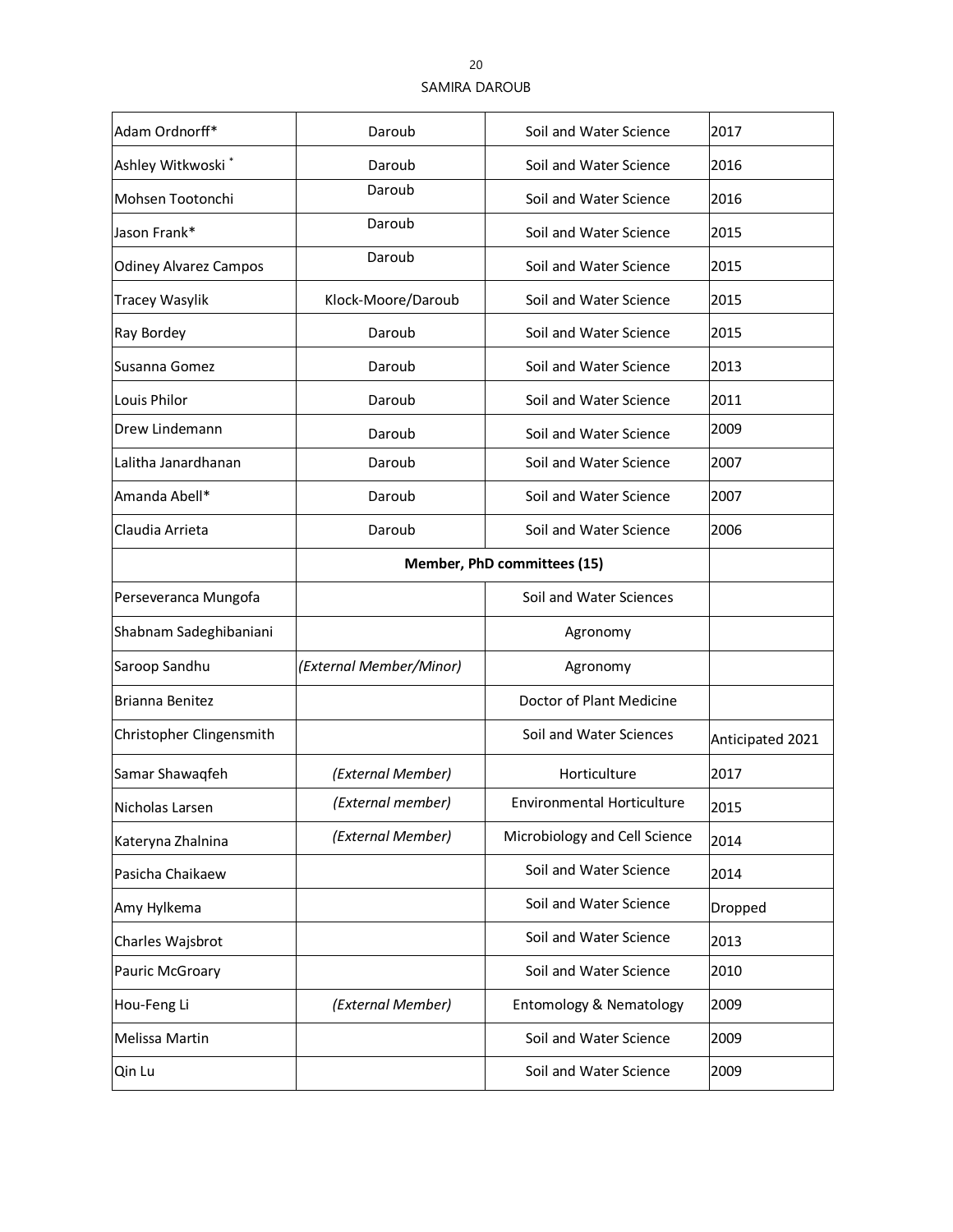| Adam Ordnorff* | Daroub | Soil and Water Science | 2017 |
|---|---|---|---|
| Ashley Witkwoski * | Daroub | Soil and Water Science | 2016 |
| Mohsen Tootonchi | Daroub | Soil and Water Science | 2016 |
| Jason Frank* | Daroub | Soil and Water Science | 2015 |
| Odiney Alvarez Campos | Daroub | Soil and Water Science | 2015 |
| Tracey Wasylik | Klock-Moore/Daroub | Soil and Water Science | 2015 |
| Ray Bordey | Daroub | Soil and Water Science | 2015 |
| Susanna Gomez | Daroub | Soil and Water Science | 2013 |
| Louis Philor | Daroub | Soil and Water Science | 2011 |
| Drew Lindemann | Daroub | Soil and Water Science | 2009 |
| Lalitha Janardhanan | Daroub | Soil and Water Science | 2007 |
| Amanda Abell* | Daroub | Soil and Water Science | 2007 |
| Claudia Arrieta | Daroub | Soil and Water Science | 2006 |
| | **Member, PhD committees (15)** | | |
| Perseveranca Mungofa | | Soil and Water Sciences | |
| Shabnam Sadeghibaniani | | Agronomy | |
| Saroop Sandhu | *(External Member/Minor)* | Agronomy | |
| Brianna Benitez | | Doctor of Plant Medicine | |
| Christopher Clingensmith | | Soil and Water Sciences | Anticipated 2021 |
| Samar Shawaqfeh | *(External Member)* | Horticulture | 2017 |
| Nicholas Larsen | *(External member)* | Environmental Horticulture | 2015 |
| Kateryna Zhalnina | *(External Member)* | Microbiology and Cell Science | 2014 |
| Pasicha Chaikaew | | Soil and Water Science | 2014 |
| Amy Hylkema | | Soil and Water Science | Dropped |
| Charles Wajsbrot | | Soil and Water Science | 2013 |
| Pauric McGroary | | Soil and Water Science | 2010 |
| Hou-Feng Li | *(External Member)* | Entomology & Nematology | 2009 |
| Melissa Martin | | Soil and Water Science | 2009 |
| Qin Lu | | Soil and Water Science | 2009 |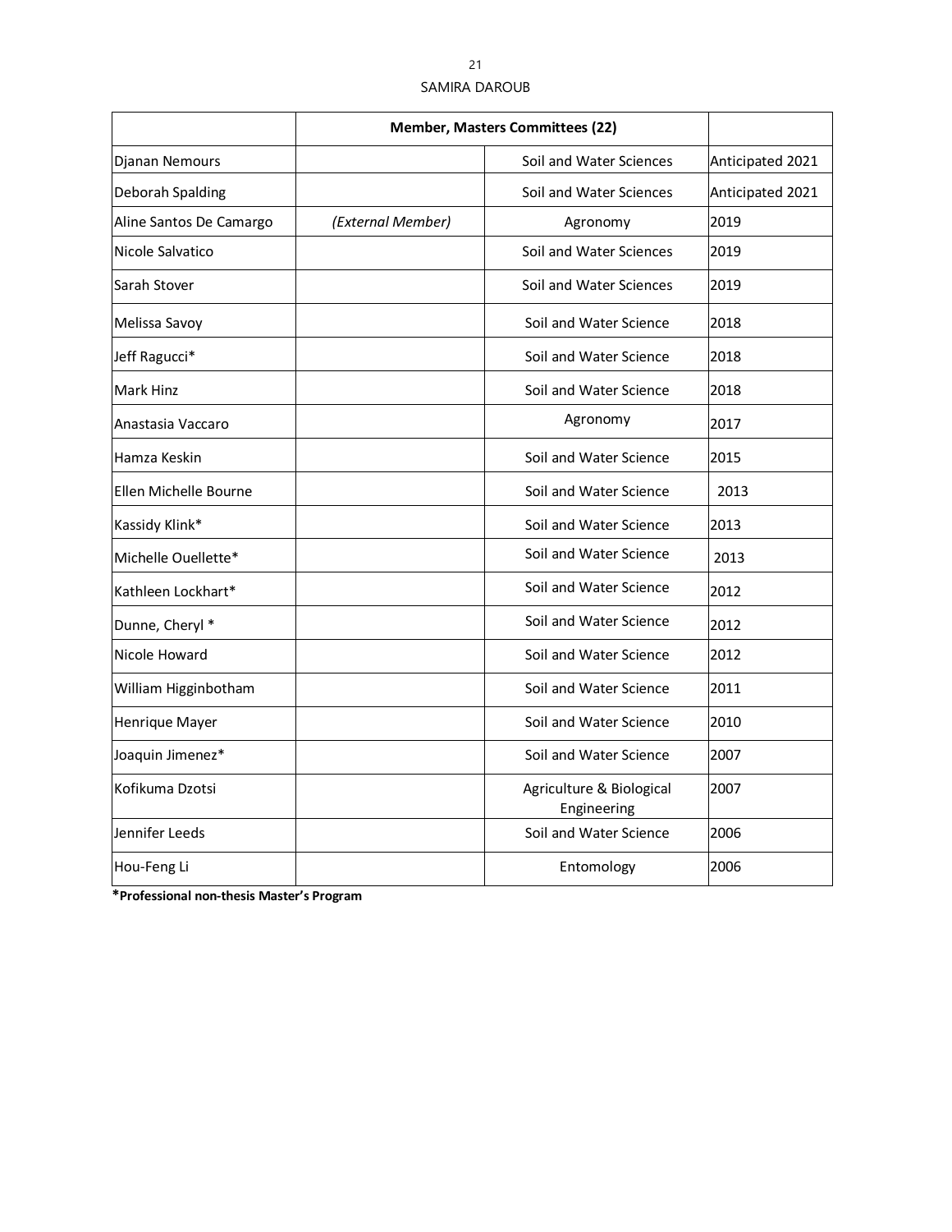| | Member, Masters Committees (22) | | |
|---|---|---|---|
| Djanan Nemours | | Soil and Water Sciences | Anticipated 2021 |
| Deborah Spalding | | Soil and Water Sciences | Anticipated 2021 |
| Aline Santos De Camargo | *(External Member)* | Agronomy | 2019 |
| Nicole Salvatico | | Soil and Water Sciences | 2019 |
| Sarah Stover | | Soil and Water Sciences | 2019 |
| Melissa Savoy | | Soil and Water Science | 2018 |
| Jeff Ragucci* | | Soil and Water Science | 2018 |
| Mark Hinz | | Soil and Water Science | 2018 |
| Anastasia Vaccaro | | Agronomy | 2017 |
| Hamza Keskin | | Soil and Water Science | 2015 |
| Ellen Michelle Bourne | | Soil and Water Science | 2013 |
| Kassidy Klink* | | Soil and Water Science | 2013 |
| Michelle Ouellette* | | Soil and Water Science | 2013 |
| Kathleen Lockhart* | | Soil and Water Science | 2012 |
| Dunne, Cheryl * | | Soil and Water Science | 2012 |
| Nicole Howard | | Soil and Water Science | 2012 |
| William Higginbotham | | Soil and Water Science | 2011 |
| Henrique Mayer | | Soil and Water Science | 2010 |
| Joaquin Jimenez* | | Soil and Water Science | 2007 |
| Kofikuma Dzotsi | | Agriculture & Biological Engineering | 2007 |
| Jennifer Leeds | | Soil and Water Science | 2006 |
| Hou-Feng Li | | Entomology | 2006 |

**\*Professional non-thesis Master's Program**